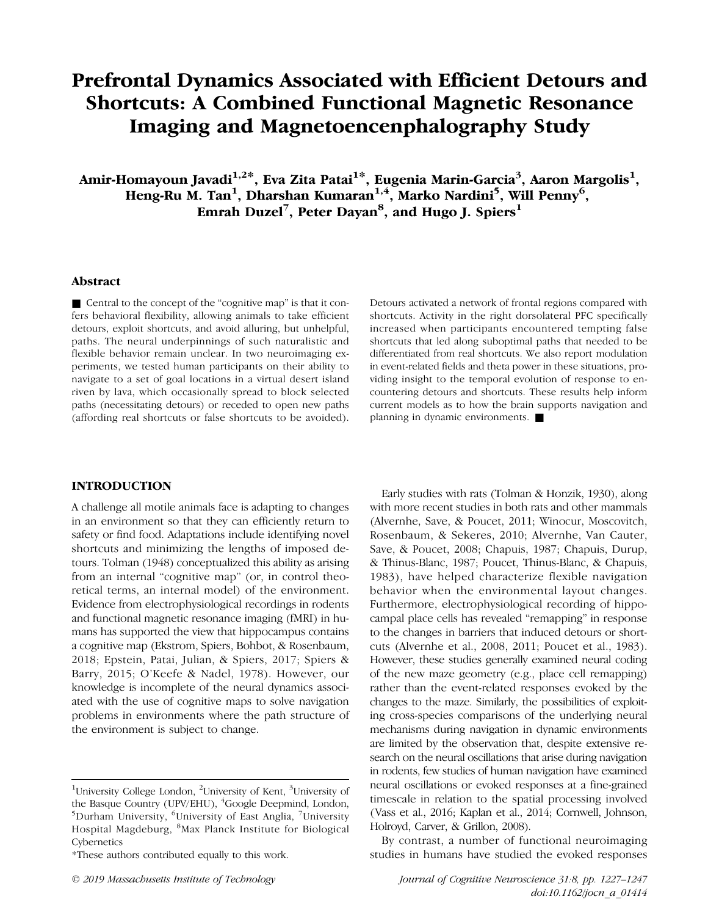# Prefrontal Dynamics Associated with Efficient Detours and Shortcuts: A Combined Functional Magnetic Resonance Imaging and Magnetoencenphalography Study

**Amir-Homayoun Javadi[1,2*], Eva Zita Patai[1*], Eugenia Marin-Garcia[3], Aaron Margolis[1], Heng-Ru M. Tan[1], Dharshan Kumaran[1,4], Marko Nardini[5], Will Penny[6], Emrah Duzel[7], Peter Dayan[8], and Hugo J. Spiers[1]**

## Abstract

■ Central to the concept of the "cognitive map" is that it confers behavioral flexibility, allowing animals to take efficient detours, exploit shortcuts, and avoid alluring, but unhelpful, paths. The neural underpinnings of such naturalistic and flexible behavior remain unclear. In two neuroimaging experiments, we tested human participants on their ability to navigate to a set of goal locations in a virtual desert island riven by lava, which occasionally spread to block selected paths (necessitating detours) or receded to open new paths (affording real shortcuts or false shortcuts to be avoided). Detours activated a network of frontal regions compared with shortcuts. Activity in the right dorsolateral PFC specifically increased when participants encountered tempting false shortcuts that led along suboptimal paths that needed to be differentiated from real shortcuts. We also report modulation in event-related fields and theta power in these situations, providing insight to the temporal evolution of response to encountering detours and shortcuts. These results help inform current models as to how the brain supports navigation and planning in dynamic environments. ■

## INTRODUCTION

A challenge all motile animals face is adapting to changes in an environment so that they can efficiently return to safety or find food. Adaptations include identifying novel shortcuts and minimizing the lengths of imposed detours. Tolman (1948) conceptualized this ability as arising from an internal "cognitive map" (or, in control theoretical terms, an internal model) of the environment. Evidence from electrophysiological recordings in rodents and functional magnetic resonance imaging (fMRI) in humans has supported the view that hippocampus contains a cognitive map (Ekstrom, Spiers, Bohbot, & Rosenbaum, 2018; Epstein, Patai, Julian, & Spiers, 2017; Spiers & Barry, 2015; O'Keefe & Nadel, 1978). However, our knowledge is incomplete of the neural dynamics associated with the use of cognitive maps to solve navigation problems in environments where the path structure of the environment is subject to change.

Early studies with rats (Tolman & Honzik, 1930), along with more recent studies in both rats and other mammals (Alvernhe, Save, & Poucet, 2011; Winocur, Moscovitch, Rosenbaum, & Sekeres, 2010; Alvernhe, Van Cauter, Save, & Poucet, 2008; Chapuis, 1987; Chapuis, Durup, & Thinus-Blanc, 1987; Poucet, Thinus-Blanc, & Chapuis, 1983), have helped characterize flexible navigation behavior when the environmental layout changes. Furthermore, electrophysiological recording of hippocampal place cells has revealed "remapping" in response to the changes in barriers that induced detours or shortcuts (Alvernhe et al., 2008, 2011; Poucet et al., 1983). However, these studies generally examined neural coding of the new maze geometry (e.g., place cell remapping) rather than the event-related responses evoked by the changes to the maze. Similarly, the possibilities of exploiting cross-species comparisons of the underlying neural mechanisms during navigation in dynamic environments are limited by the observation that, despite extensive research on the neural oscillations that arise during navigation in rodents, few studies of human navigation have examined neural oscillations or evoked responses at a fine-grained timescale in relation to the spatial processing involved (Vass et al., 2016; Kaplan et al., 2014; Cornwell, Johnson, Holroyd, Carver, & Grillon, 2008).

By contrast, a number of functional neuroimaging studies in humans have studied the evoked responses

---

[1]University College London, [2]University of Kent, [3]University of the Basque Country (UPV/EHU), [4]Google Deepmind, London, [5]Durham University, [6]University of East Anglia, [7]University Hospital Magdeburg, [8]Max Planck Institute for Biological Cybernetics

*These authors contributed equally to this work.

© 2019 Massachusetts Institute of Technology

doi:10.1162/jocn_a_01414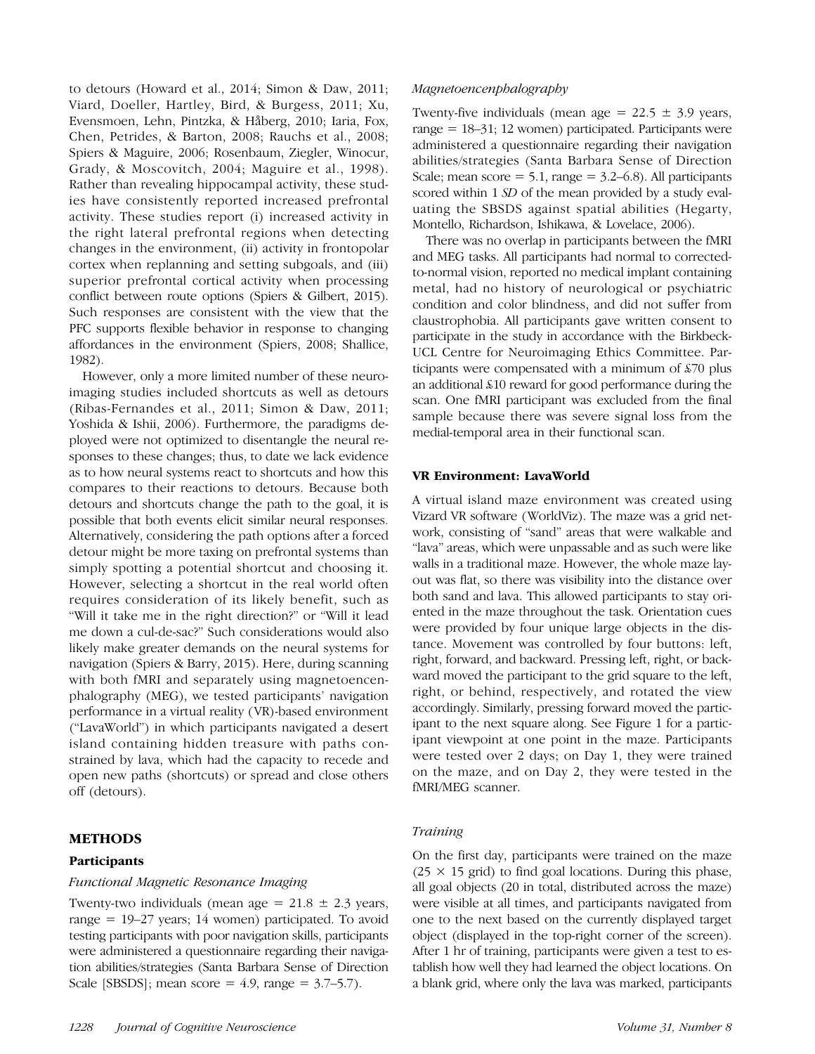to detours (Howard et al., 2014; Simon & Daw, 2011; Viard, Doeller, Hartley, Bird, & Burgess, 2011; Xu, Evensmoen, Lehn, Pintzka, & Håberg, 2010; Iaria, Fox, Chen, Petrides, & Barton, 2008; Rauchs et al., 2008; Spiers & Maguire, 2006; Rosenbaum, Ziegler, Winocur, Grady, & Moscovitch, 2004; Maguire et al., 1998). Rather than revealing hippocampal activity, these studies have consistently reported increased prefrontal activity. These studies report (i) increased activity in the right lateral prefrontal regions when detecting changes in the environment, (ii) activity in frontopolar cortex when replanning and setting subgoals, and (iii) superior prefrontal cortical activity when processing conflict between route options (Spiers & Gilbert, 2015). Such responses are consistent with the view that the PFC supports flexible behavior in response to changing affordances in the environment (Spiers, 2008; Shallice, 1982).

However, only a more limited number of these neuroimaging studies included shortcuts as well as detours (Ribas-Fernandes et al., 2011; Simon & Daw, 2011; Yoshida & Ishii, 2006). Furthermore, the paradigms deployed were not optimized to disentangle the neural responses to these changes; thus, to date we lack evidence as to how neural systems react to shortcuts and how this compares to their reactions to detours. Because both detours and shortcuts change the path to the goal, it is possible that both events elicit similar neural responses. Alternatively, considering the path options after a forced detour might be more taxing on prefrontal systems than simply spotting a potential shortcut and choosing it. However, selecting a shortcut in the real world often requires consideration of its likely benefit, such as "Will it take me in the right direction?" or "Will it lead me down a cul-de-sac?" Such considerations would also likely make greater demands on the neural systems for navigation (Spiers & Barry, 2015). Here, during scanning with both fMRI and separately using magnetoencenphalography (MEG), we tested participants' navigation performance in a virtual reality (VR)-based environment ("LavaWorld") in which participants navigated a desert island containing hidden treasure with paths constrained by lava, which had the capacity to recede and open new paths (shortcuts) or spread and close others off (detours).

## METHODS

### Participants

#### *Functional Magnetic Resonance Imaging*

Twenty-two individuals (mean age = 21.8 ± 2.3 years, range = 19–27 years; 14 women) participated. To avoid testing participants with poor navigation skills, participants were administered a questionnaire regarding their navigation abilities/strategies (Santa Barbara Sense of Direction Scale [SBSDS]; mean score = 4.9, range = 3.7–5.7).

#### *Magnetoencenphalography*

Twenty-five individuals (mean age = 22.5 ± 3.9 years, range = 18–31; 12 women) participated. Participants were administered a questionnaire regarding their navigation abilities/strategies (Santa Barbara Sense of Direction Scale; mean score = 5.1, range = 3.2–6.8). All participants scored within 1 *SD* of the mean provided by a study evaluating the SBSDS against spatial abilities (Hegarty, Montello, Richardson, Ishikawa, & Lovelace, 2006).

There was no overlap in participants between the fMRI and MEG tasks. All participants had normal to corrected-to-normal vision, reported no medical implant containing metal, had no history of neurological or psychiatric condition and color blindness, and did not suffer from claustrophobia. All participants gave written consent to participate in the study in accordance with the Birkbeck-UCL Centre for Neuroimaging Ethics Committee. Participants were compensated with a minimum of £70 plus an additional £10 reward for good performance during the scan. One fMRI participant was excluded from the final sample because there was severe signal loss from the medial-temporal area in their functional scan.

### VR Environment: LavaWorld

A virtual island maze environment was created using Vizard VR software (WorldViz). The maze was a grid network, consisting of "sand" areas that were walkable and "lava" areas, which were unpassable and as such were like walls in a traditional maze. However, the whole maze layout was flat, so there was visibility into the distance over both sand and lava. This allowed participants to stay oriented in the maze throughout the task. Orientation cues were provided by four unique large objects in the distance. Movement was controlled by four buttons: left, right, forward, and backward. Pressing left, right, or backward moved the participant to the grid square to the left, right, or behind, respectively, and rotated the view accordingly. Similarly, pressing forward moved the participant to the next square along. See Figure 1 for a participant viewpoint at one point in the maze. Participants were tested over 2 days; on Day 1, they were trained on the maze, and on Day 2, they were tested in the fMRI/MEG scanner.

#### *Training*

On the first day, participants were trained on the maze (25 × 15 grid) to find goal locations. During this phase, all goal objects (20 in total, distributed across the maze) were visible at all times, and participants navigated from one to the next based on the currently displayed target object (displayed in the top-right corner of the screen). After 1 hr of training, participants were given a test to establish how well they had learned the object locations. On a blank grid, where only the lava was marked, participants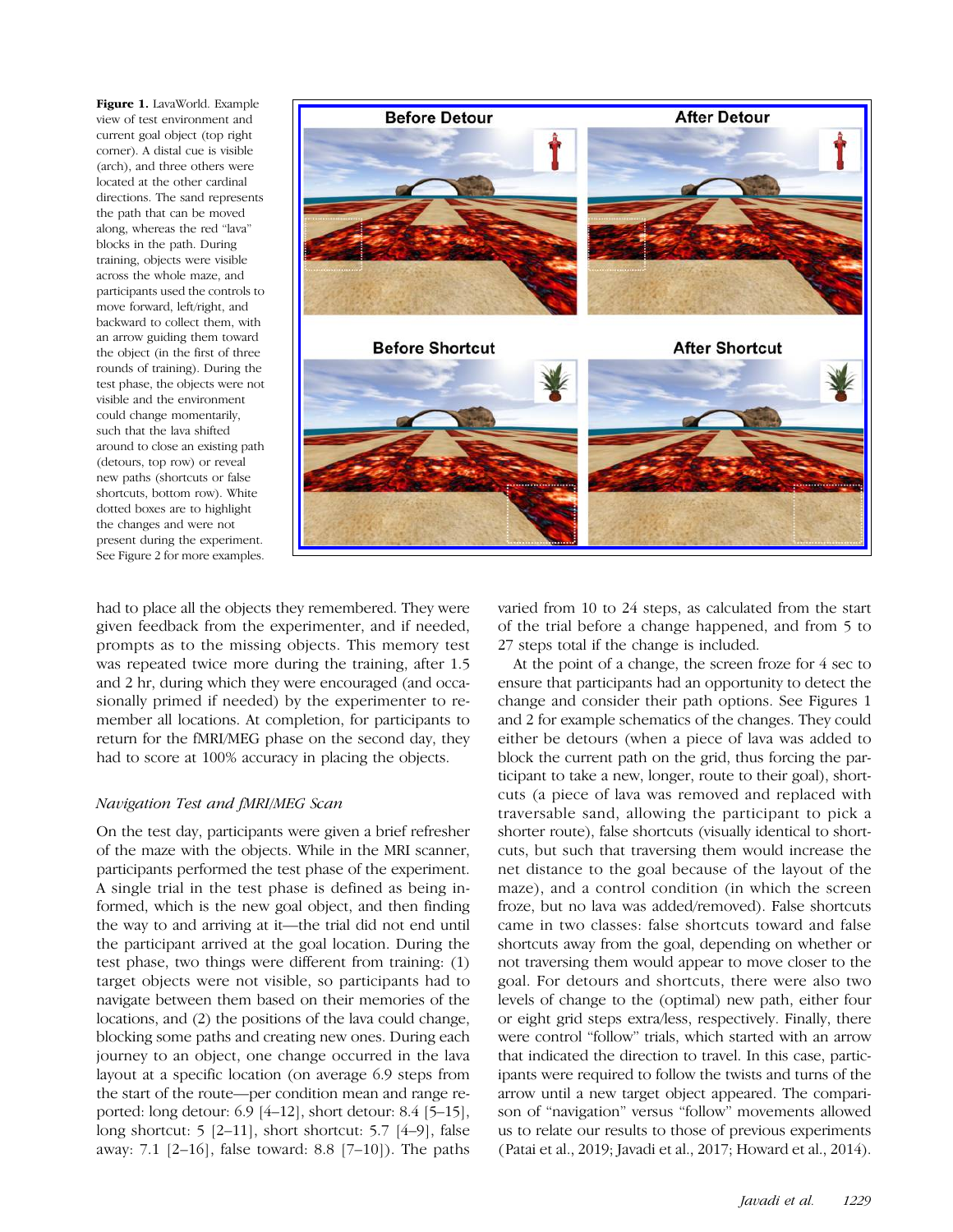**Figure 1.** LavaWorld. Example view of test environment and current goal object (top right corner). A distal cue is visible (arch), and three others were located at the other cardinal directions. The sand represents the path that can be moved along, whereas the red "lava" blocks in the path. During training, objects were visible across the whole maze, and participants used the controls to move forward, left/right, and backward to collect them, with an arrow guiding them toward the object (in the first of three rounds of training). During the test phase, the objects were not visible and the environment could change momentarily, such that the lava shifted around to close an existing path (detours, top row) or reveal new paths (shortcuts or false shortcuts, bottom row). White dotted boxes are to highlight the changes and were not present during the experiment. See Figure 2 for more examples.

had to place all the objects they remembered. They were given feedback from the experimenter, and if needed, prompts as to the missing objects. This memory test was repeated twice more during the training, after 1.5 and 2 hr, during which they were encouraged (and occasionally primed if needed) by the experimenter to remember all locations. At completion, for participants to return for the fMRI/MEG phase on the second day, they had to score at 100% accuracy in placing the objects.

### *Navigation Test and fMRI/MEG Scan*

On the test day, participants were given a brief refresher of the maze with the objects. While in the MRI scanner, participants performed the test phase of the experiment. A single trial in the test phase is defined as being informed, which is the new goal object, and then finding the way to and arriving at it—the trial did not end until the participant arrived at the goal location. During the test phase, two things were different from training: (1) target objects were not visible, so participants had to navigate between them based on their memories of the locations, and (2) the positions of the lava could change, blocking some paths and creating new ones. During each journey to an object, one change occurred in the lava layout at a specific location (on average 6.9 steps from the start of the route—per condition mean and range reported: long detour: 6.9 [4–12], short detour: 8.4 [5–15], long shortcut: 5 [2–11], short shortcut: 5.7 [4–9], false away: 7.1 [2–16], false toward: 8.8 [7–10]). The paths varied from 10 to 24 steps, as calculated from the start of the trial before a change happened, and from 5 to 27 steps total if the change is included.

At the point of a change, the screen froze for 4 sec to ensure that participants had an opportunity to detect the change and consider their path options. See Figures 1 and 2 for example schematics of the changes. They could either be detours (when a piece of lava was added to block the current path on the grid, thus forcing the participant to take a new, longer, route to their goal), shortcuts (a piece of lava was removed and replaced with traversable sand, allowing the participant to pick a shorter route), false shortcuts (visually identical to shortcuts, but such that traversing them would increase the net distance to the goal because of the layout of the maze), and a control condition (in which the screen froze, but no lava was added/removed). False shortcuts came in two classes: false shortcuts toward and false shortcuts away from the goal, depending on whether or not traversing them would appear to move closer to the goal. For detours and shortcuts, there were also two levels of change to the (optimal) new path, either four or eight grid steps extra/less, respectively. Finally, there were control "follow" trials, which started with an arrow that indicated the direction to travel. In this case, participants were required to follow the twists and turns of the arrow until a new target object appeared. The comparison of "navigation" versus "follow" movements allowed us to relate our results to those of previous experiments (Patai et al., 2019; Javadi et al., 2017; Howard et al., 2014).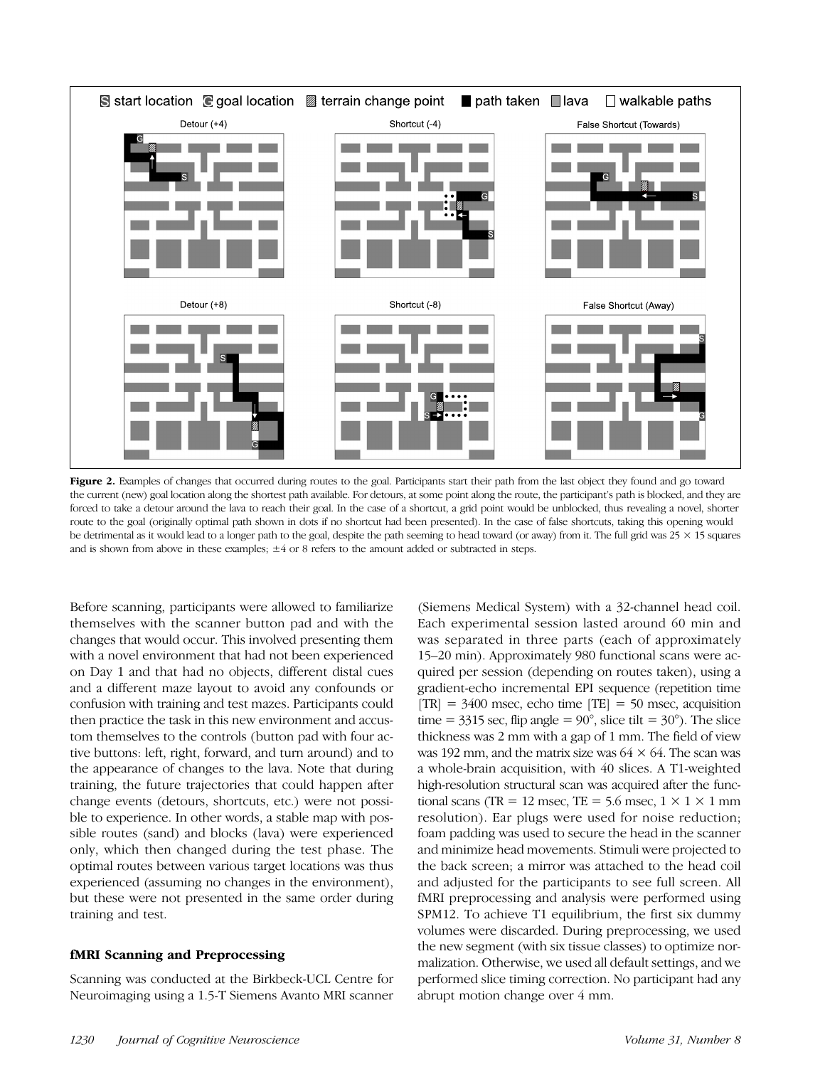**Figure 2.** Examples of changes that occurred during routes to the goal. Participants start their path from the last object they found and go toward the current (new) goal location along the shortest path available. For detours, at some point along the route, the participant's path is blocked, and they are forced to take a detour around the lava to reach their goal. In the case of a shortcut, a grid point would be unblocked, thus revealing a novel, shorter route to the goal (originally optimal path shown in dots if no shortcut had been presented). In the case of false shortcuts, taking this opening would be detrimental as it would lead to a longer path to the goal, despite the path seeming to head toward (or away) from it. The full grid was 25 × 15 squares and is shown from above in these examples; ±4 or 8 refers to the amount added or subtracted in steps.

Before scanning, participants were allowed to familiarize themselves with the scanner button pad and with the changes that would occur. This involved presenting them with a novel environment that had not been experienced on Day 1 and that had no objects, different distal cues and a different maze layout to avoid any confounds or confusion with training and test mazes. Participants could then practice the task in this new environment and accustom themselves to the controls (button pad with four active buttons: left, right, forward, and turn around) and to the appearance of changes to the lava. Note that during training, the future trajectories that could happen after change events (detours, shortcuts, etc.) were not possible to experience. In other words, a stable map with possible routes (sand) and blocks (lava) were experienced only, which then changed during the test phase. The optimal routes between various target locations was thus experienced (assuming no changes in the environment), but these were not presented in the same order during training and test.

### fMRI Scanning and Preprocessing

Scanning was conducted at the Birkbeck-UCL Centre for Neuroimaging using a 1.5-T Siemens Avanto MRI scanner (Siemens Medical System) with a 32-channel head coil. Each experimental session lasted around 60 min and was separated in three parts (each of approximately 15–20 min). Approximately 980 functional scans were acquired per session (depending on routes taken), using a gradient-echo incremental EPI sequence (repetition time [TR] = 3400 msec, echo time [TE] = 50 msec, acquisition time = 3315 sec, flip angle = 90°, slice tilt = 30°). The slice thickness was 2 mm with a gap of 1 mm. The field of view was 192 mm, and the matrix size was 64 × 64. The scan was a whole-brain acquisition, with 40 slices. A T1-weighted high-resolution structural scan was acquired after the functional scans (TR = 12 msec, TE = 5.6 msec, 1 × 1 × 1 mm resolution). Ear plugs were used for noise reduction; foam padding was used to secure the head in the scanner and minimize head movements. Stimuli were projected to the back screen; a mirror was attached to the head coil and adjusted for the participants to see full screen. All fMRI preprocessing and analysis were performed using SPM12. To achieve T1 equilibrium, the first six dummy volumes were discarded. During preprocessing, we used the new segment (with six tissue classes) to optimize normalization. Otherwise, we used all default settings, and we performed slice timing correction. No participant had any abrupt motion change over 4 mm.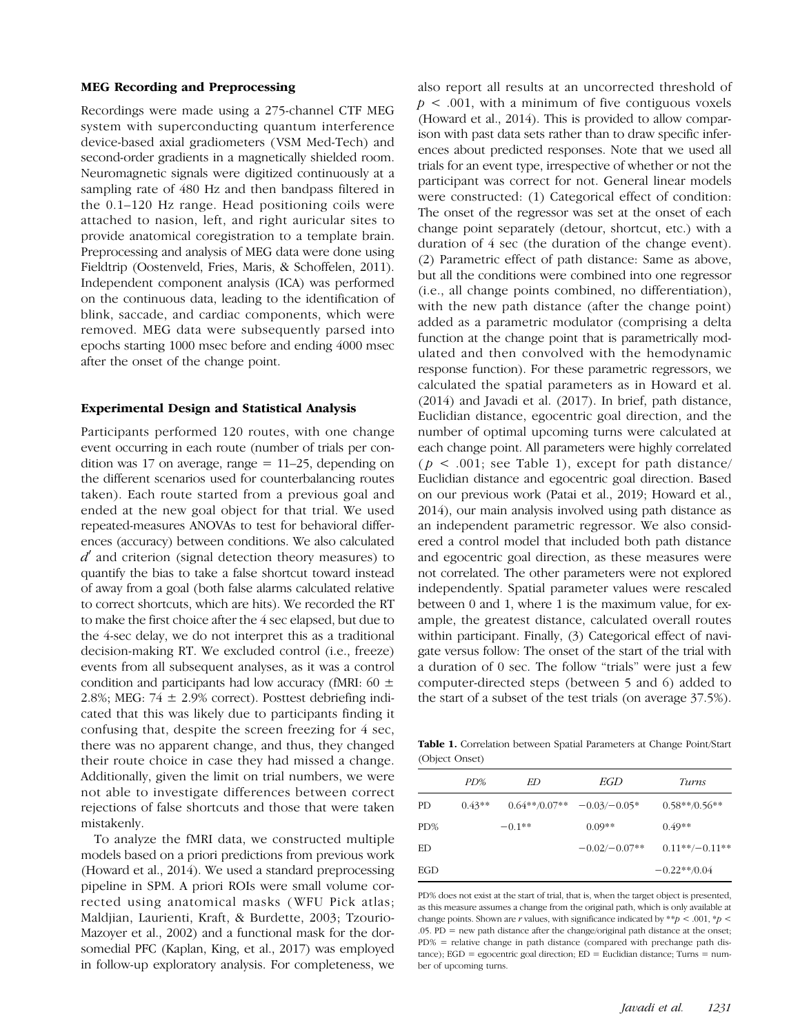### MEG Recording and Preprocessing

Recordings were made using a 275-channel CTF MEG system with superconducting quantum interference device-based axial gradiometers (VSM Med-Tech) and second-order gradients in a magnetically shielded room. Neuromagnetic signals were digitized continuously at a sampling rate of 480 Hz and then bandpass filtered in the 0.1–120 Hz range. Head positioning coils were attached to nasion, left, and right auricular sites to provide anatomical coregistration to a template brain. Preprocessing and analysis of MEG data were done using Fieldtrip (Oostenveld, Fries, Maris, & Schoffelen, 2011). Independent component analysis (ICA) was performed on the continuous data, leading to the identification of blink, saccade, and cardiac components, which were removed. MEG data were subsequently parsed into epochs starting 1000 msec before and ending 4000 msec after the onset of the change point.

### Experimental Design and Statistical Analysis

Participants performed 120 routes, with one change event occurring in each route (number of trials per condition was 17 on average, range = 11–25, depending on the different scenarios used for counterbalancing routes taken). Each route started from a previous goal and ended at the new goal object for that trial. We used repeated-measures ANOVAs to test for behavioral differences (accuracy) between conditions. We also calculated $d'$ and criterion (signal detection theory measures) to quantify the bias to take a false shortcut toward instead of away from a goal (both false alarms calculated relative to correct shortcuts, which are hits). We recorded the RT to make the first choice after the 4 sec elapsed, but due to the 4-sec delay, we do not interpret this as a traditional decision-making RT. We excluded control (i.e., freeze) events from all subsequent analyses, as it was a control condition and participants had low accuracy (fMRI: 60 ± 2.8%; MEG: 74 ± 2.9% correct). Posttest debriefing indicated that this was likely due to participants finding it confusing that, despite the screen freezing for 4 sec, there was no apparent change, and thus, they changed their route choice in case they had missed a change. Additionally, given the limit on trial numbers, we were not able to investigate differences between correct rejections of false shortcuts and those that were taken mistakenly.

To analyze the fMRI data, we constructed multiple models based on a priori predictions from previous work (Howard et al., 2014). We used a standard preprocessing pipeline in SPM. A priori ROIs were small volume corrected using anatomical masks (WFU Pick atlas; Maldjian, Laurienti, Kraft, & Burdette, 2003; Tzourio-Mazoyer et al., 2002) and a functional mask for the dorsomedial PFC (Kaplan, King, et al., 2017) was employed in follow-up exploratory analysis. For completeness, we also report all results at an uncorrected threshold of $p < .001$, with a minimum of five contiguous voxels (Howard et al., 2014). This is provided to allow comparison with past data sets rather than to draw specific inferences about predicted responses. Note that we used all trials for an event type, irrespective of whether or not the participant was correct for not. General linear models were constructed: (1) Categorical effect of condition: The onset of the regressor was set at the onset of each change point separately (detour, shortcut, etc.) with a duration of 4 sec (the duration of the change event). (2) Parametric effect of path distance: Same as above, but all the conditions were combined into one regressor (i.e., all change points combined, no differentiation), with the new path distance (after the change point) added as a parametric modulator (comprising a delta function at the change point that is parametrically modulated and then convolved with the hemodynamic response function). For these parametric regressors, we calculated the spatial parameters as in Howard et al. (2014) and Javadi et al. (2017). In brief, path distance, Euclidian distance, egocentric goal direction, and the number of optimal upcoming turns were calculated at each change point. All parameters were highly correlated ($p < .001$; see Table 1), except for path distance/Euclidian distance and egocentric goal direction. Based on our previous work (Patai et al., 2019; Howard et al., 2014), our main analysis involved using path distance as an independent parametric regressor. We also considered a control model that included both path distance and egocentric goal direction, as these measures were not correlated. The other parameters were not explored independently. Spatial parameter values were rescaled between 0 and 1, where 1 is the maximum value, for example, the greatest distance, calculated overall routes within participant. Finally, (3) Categorical effect of navigate versus follow: The onset of the start of the trial with a duration of 0 sec. The follow "trials" were just a few computer-directed steps (between 5 and 6) added to the start of a subset of the test trials (on average 37.5%).

**Table 1.** Correlation between Spatial Parameters at Change Point/Start (Object Onset)

| | *PD%* | *ED* | *EGD* | *Turns* |
|---|---|---|---|---|
| PD | 0.43** | 0.64**/0.07** | −0.03/−0.05* | 0.58**/0.56** |
| PD% | | −0.1** | 0.09** | 0.49** |
| ED | | | −0.02/−0.07** | 0.11**/−0.11** |
| EGD | | | | −0.22**/0.04 |

PD% does not exist at the start of trial, that is, when the target object is presented, as this measure assumes a change from the original path, which is only available at change points. Shown are *r* values, with significance indicated by $**p < .001$, $*p < .05$. PD = new path distance after the change/original path distance at the onset; PD% = relative change in path distance (compared with prechange path distance); EGD = egocentric goal direction; ED = Euclidian distance; Turns = number of upcoming turns.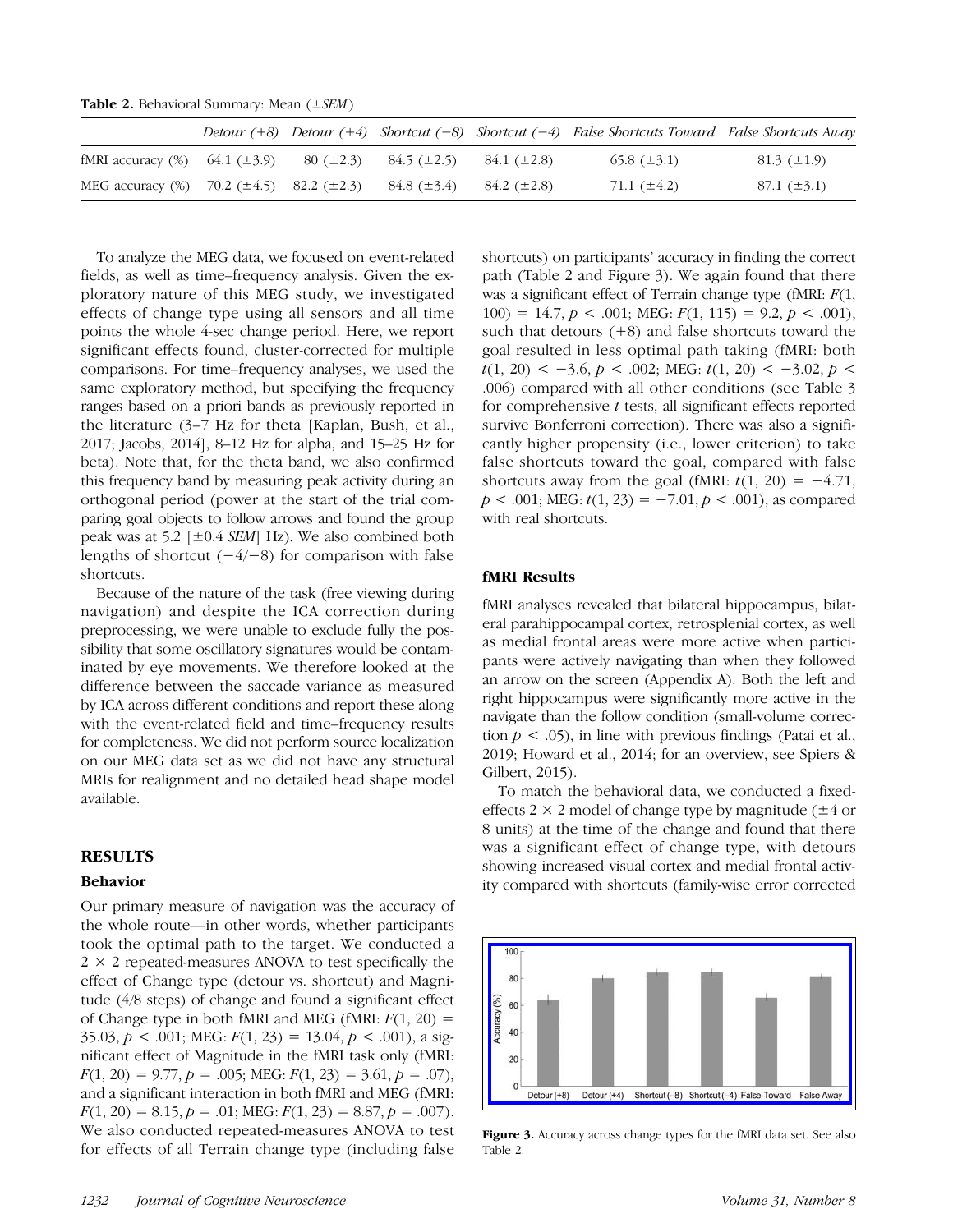**Table 2.** Behavioral Summary: Mean (±*SEM*)

| | *Detour (+8)* | *Detour (+4)* | *Shortcut (−8)* | *Shortcut (−4)* | *False Shortcuts Toward* | *False Shortcuts Away* |
|---|---|---|---|---|---|---|
| fMRI accuracy (%) | 64.1 (±3.9) | 80 (±2.3) | 84.5 (±2.5) | 84.1 (±2.8) | 65.8 (±3.1) | 81.3 (±1.9) |
| MEG accuracy (%) | 70.2 (±4.5) | 82.2 (±2.3) | 84.8 (±3.4) | 84.2 (±2.8) | 71.1 (±4.2) | 87.1 (±3.1) |

To analyze the MEG data, we focused on event-related fields, as well as time–frequency analysis. Given the exploratory nature of this MEG study, we investigated effects of change type using all sensors and all time points the whole 4-sec change period. Here, we report significant effects found, cluster-corrected for multiple comparisons. For time–frequency analyses, we used the same exploratory method, but specifying the frequency ranges based on a priori bands as previously reported in the literature (3–7 Hz for theta [Kaplan, Bush, et al., 2017; Jacobs, 2014], 8–12 Hz for alpha, and 15–25 Hz for beta). Note that, for the theta band, we also confirmed this frequency band by measuring peak activity during an orthogonal period (power at the start of the trial comparing goal objects to follow arrows and found the group peak was at 5.2 [±0.4 *SEM*] Hz). We also combined both lengths of shortcut (−4/−8) for comparison with false shortcuts.

Because of the nature of the task (free viewing during navigation) and despite the ICA correction during preprocessing, we were unable to exclude fully the possibility that some oscillatory signatures would be contaminated by eye movements. We therefore looked at the difference between the saccade variance as measured by ICA across different conditions and report these along with the event-related field and time–frequency results for completeness. We did not perform source localization on our MEG data set as we did not have any structural MRIs for realignment and no detailed head shape model available.

## RESULTS

### Behavior

Our primary measure of navigation was the accuracy of the whole route—in other words, whether participants took the optimal path to the target. We conducted a 2 × 2 repeated-measures ANOVA to test specifically the effect of Change type (detour vs. shortcut) and Magnitude (4/8 steps) of change and found a significant effect of Change type in both fMRI and MEG (fMRI: $F(1, 20) = 35.03$, $p < .001$; MEG: $F(1, 23) = 13.04$, $p < .001$), a significant effect of Magnitude in the fMRI task only (fMRI: $F(1, 20) = 9.77$, $p = .005$; MEG: $F(1, 23) = 3.61$, $p = .07$), and a significant interaction in both fMRI and MEG (fMRI: $F(1, 20) = 8.15$, $p = .01$; MEG: $F(1, 23) = 8.87$, $p = .007$). We also conducted repeated-measures ANOVA to test for effects of all Terrain change type (including false shortcuts) on participants' accuracy in finding the correct path (Table 2 and Figure 3). We again found that there was a significant effect of Terrain change type (fMRI: $F(1, 100) = 14.7$, $p < .001$; MEG: $F(1, 115) = 9.2$, $p < .001$), such that detours (+8) and false shortcuts toward the goal resulted in less optimal path taking (fMRI: both $t(1, 20) < -3.6$, $p < .002$; MEG: $t(1, 20) < -3.02$, $p < .006$) compared with all other conditions (see Table 3 for comprehensive *t* tests, all significant effects reported survive Bonferroni correction). There was also a significantly higher propensity (i.e., lower criterion) to take false shortcuts toward the goal, compared with false shortcuts away from the goal (fMRI: $t(1, 20) = -4.71$, $p < .001$; MEG: $t(1, 23) = -7.01$, $p < .001$), as compared with real shortcuts.

### fMRI Results

fMRI analyses revealed that bilateral hippocampus, bilateral parahippocampal cortex, retrosplenial cortex, as well as medial frontal areas were more active when participants were actively navigating than when they followed an arrow on the screen (Appendix A). Both the left and right hippocampus were significantly more active in the navigate than the follow condition (small-volume correction $p < .05$), in line with previous findings (Patai et al., 2019; Howard et al., 2014; for an overview, see Spiers & Gilbert, 2015).

To match the behavioral data, we conducted a fixed-effects 2 × 2 model of change type by magnitude (±4 or 8 units) at the time of the change and found that there was a significant effect of change type, with detours showing increased visual cortex and medial frontal activity compared with shortcuts (family-wise error corrected

**Figure 3.** Accuracy across change types for the fMRI data set. See also Table 2.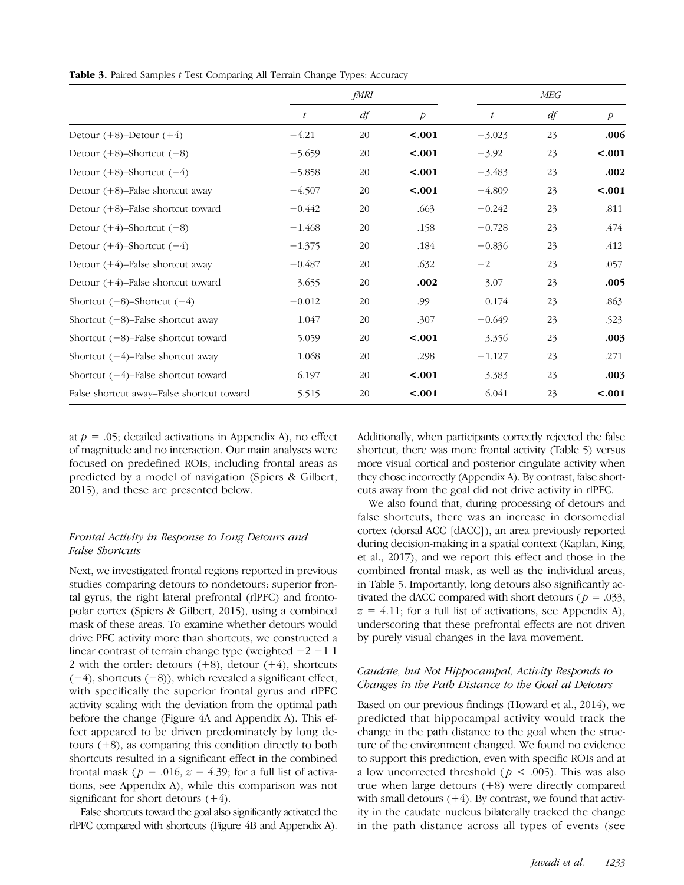**Table 3.** Paired Samples *t* Test Comparing All Terrain Change Types: Accuracy

| | *fMRI* | | | *MEG* | | |
|---|---|---|---|---|---|---|
| | *t* | *df* | *p* | *t* | *df* | *p* |
| Detour (+8)–Detour (+4) | −4.21 | 20 | **<.001** | −3.023 | 23 | **.006** |
| Detour (+8)–Shortcut (−8) | −5.659 | 20 | **<.001** | −3.92 | 23 | **<.001** |
| Detour (+8)–Shortcut (−4) | −5.858 | 20 | **<.001** | −3.483 | 23 | **.002** |
| Detour (+8)–False shortcut away | −4.507 | 20 | **<.001** | −4.809 | 23 | **<.001** |
| Detour (+8)–False shortcut toward | −0.442 | 20 | .663 | −0.242 | 23 | .811 |
| Detour (+4)–Shortcut (−8) | −1.468 | 20 | .158 | −0.728 | 23 | .474 |
| Detour (+4)–Shortcut (−4) | −1.375 | 20 | .184 | −0.836 | 23 | .412 |
| Detour (+4)–False shortcut away | −0.487 | 20 | .632 | −2 | 23 | .057 |
| Detour (+4)–False shortcut toward | 3.655 | 20 | **.002** | 3.07 | 23 | **.005** |
| Shortcut (−8)–Shortcut (−4) | −0.012 | 20 | .99 | 0.174 | 23 | .863 |
| Shortcut (−8)–False shortcut away | 1.047 | 20 | .307 | −0.649 | 23 | .523 |
| Shortcut (−8)–False shortcut toward | 5.059 | 20 | **<.001** | 3.356 | 23 | **.003** |
| Shortcut (−4)–False shortcut away | 1.068 | 20 | .298 | −1.127 | 23 | .271 |
| Shortcut (−4)–False shortcut toward | 6.197 | 20 | **<.001** | 3.383 | 23 | **.003** |
| False shortcut away–False shortcut toward | 5.515 | 20 | **<.001** | 6.041 | 23 | **<.001** |

at $p = .05$; detailed activations in Appendix A), no effect of magnitude and no interaction. Our main analyses were focused on predefined ROIs, including frontal areas as predicted by a model of navigation (Spiers & Gilbert, 2015), and these are presented below.

### *Frontal Activity in Response to Long Detours and False Shortcuts*

Next, we investigated frontal regions reported in previous studies comparing detours to nondetours: superior frontal gyrus, the right lateral prefrontal (rlPFC) and frontopolar cortex (Spiers & Gilbert, 2015), using a combined mask of these areas. To examine whether detours would drive PFC activity more than shortcuts, we constructed a linear contrast of terrain change type (weighted −2 −1 1 2 with the order: detours (+8), detour (+4), shortcuts (−4), shortcuts (−8)), which revealed a significant effect, with specifically the superior frontal gyrus and rlPFC activity scaling with the deviation from the optimal path before the change (Figure 4A and Appendix A). This effect appeared to be driven predominately by long detours (+8), as comparing this condition directly to both shortcuts resulted in a significant effect in the combined frontal mask ($p = .016$, $z = 4.39$; for a full list of activations, see Appendix A), while this comparison was not significant for short detours (+4).

False shortcuts toward the goal also significantly activated the rlPFC compared with shortcuts (Figure 4B and Appendix A). Additionally, when participants correctly rejected the false shortcut, there was more frontal activity (Table 5) versus more visual cortical and posterior cingulate activity when they chose incorrectly (Appendix A). By contrast, false shortcuts away from the goal did not drive activity in rlPFC.

We also found that, during processing of detours and false shortcuts, there was an increase in dorsomedial cortex (dorsal ACC [dACC]), an area previously reported during decision-making in a spatial context (Kaplan, King, et al., 2017), and we report this effect and those in the combined frontal mask, as well as the individual areas, in Table 5. Importantly, long detours also significantly activated the dACC compared with short detours ($p = .033$, $z = 4.11$; for a full list of activations, see Appendix A), underscoring that these prefrontal effects are not driven by purely visual changes in the lava movement.

### *Caudate, but Not Hippocampal, Activity Responds to Changes in the Path Distance to the Goal at Detours*

Based on our previous findings (Howard et al., 2014), we predicted that hippocampal activity would track the change in the path distance to the goal when the structure of the environment changed. We found no evidence to support this prediction, even with specific ROIs and at a low uncorrected threshold ($p < .005$). This was also true when large detours (+8) were directly compared with small detours (+4). By contrast, we found that activity in the caudate nucleus bilaterally tracked the change in the path distance across all types of events (see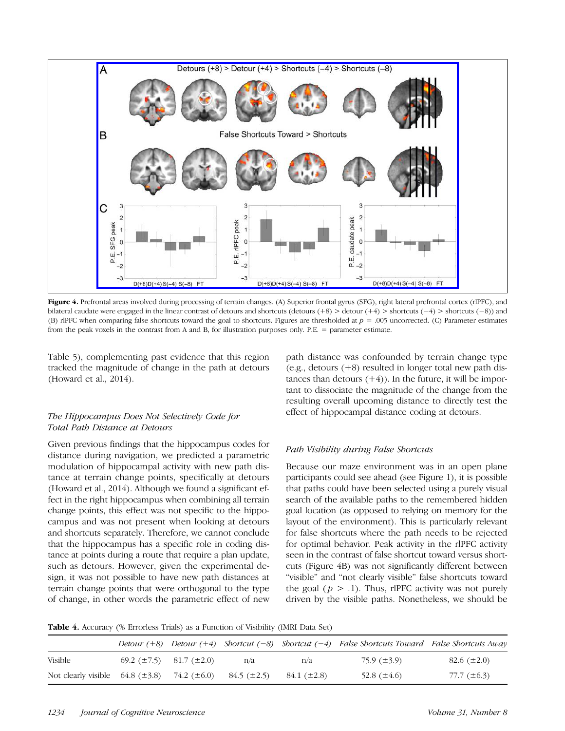**Figure 4.** Prefrontal areas involved during processing of terrain changes. (A) Superior frontal gyrus (SFG), right lateral prefrontal cortex (rlPFC), and bilateral caudate were engaged in the linear contrast of detours and shortcuts (detours (+8) > detour (+4) > shortcuts (−4) > shortcuts (−8)) and (B) rlPFC when comparing false shortcuts toward the goal to shortcuts. Figures are thresholded at $p$ = .005 uncorrected. (C) Parameter estimates from the peak voxels in the contrast from A and B, for illustration purposes only. P.E. = parameter estimate.

Table 5), complementing past evidence that this region tracked the magnitude of change in the path at detours (Howard et al., 2014).

### *The Hippocampus Does Not Selectively Code for Total Path Distance at Detours*

Given previous findings that the hippocampus codes for distance during navigation, we predicted a parametric modulation of hippocampal activity with new path distance at terrain change points, specifically at detours (Howard et al., 2014). Although we found a significant effect in the right hippocampus when combining all terrain change points, this effect was not specific to the hippocampus and was not present when looking at detours and shortcuts separately. Therefore, we cannot conclude that the hippocampus has a specific role in coding distance at points during a route that require a plan update, such as detours. However, given the experimental design, it was not possible to have new path distances at terrain change points that were orthogonal to the type of change, in other words the parametric effect of new path distance was confounded by terrain change type (e.g., detours (+8) resulted in longer total new path distances than detours (+4)). In the future, it will be important to dissociate the magnitude of the change from the resulting overall upcoming distance to directly test the effect of hippocampal distance coding at detours.

### *Path Visibility during False Shortcuts*

Because our maze environment was in an open plane participants could see ahead (see Figure 1), it is possible that paths could have been selected using a purely visual search of the available paths to the remembered hidden goal location (as opposed to relying on memory for the layout of the environment). This is particularly relevant for false shortcuts where the path needs to be rejected for optimal behavior. Peak activity in the rlPFC activity seen in the contrast of false shortcut toward versus shortcuts (Figure 4B) was not significantly different between "visible" and "not clearly visible" false shortcuts toward the goal ($p > .1$). Thus, rlPFC activity was not purely driven by the visible paths. Nonetheless, we should be

**Table 4.** Accuracy (% Errorless Trials) as a Function of Visibility (fMRI Data Set)

| | *Detour (+8)* | *Detour (+4)* | *Shortcut (−8)* | *Shortcut (−4)* | *False Shortcuts Toward* | *False Shortcuts Away* |
|---|---|---|---|---|---|---|
| Visible | 69.2 (±7.5) | 81.7 (±2.0) | n/a | n/a | 75.9 (±3.9) | 82.6 (±2.0) |
| Not clearly visible | 64.8 (±3.8) | 74.2 (±6.0) | 84.5 (±2.5) | 84.1 (±2.8) | 52.8 (±4.6) | 77.7 (±6.3) |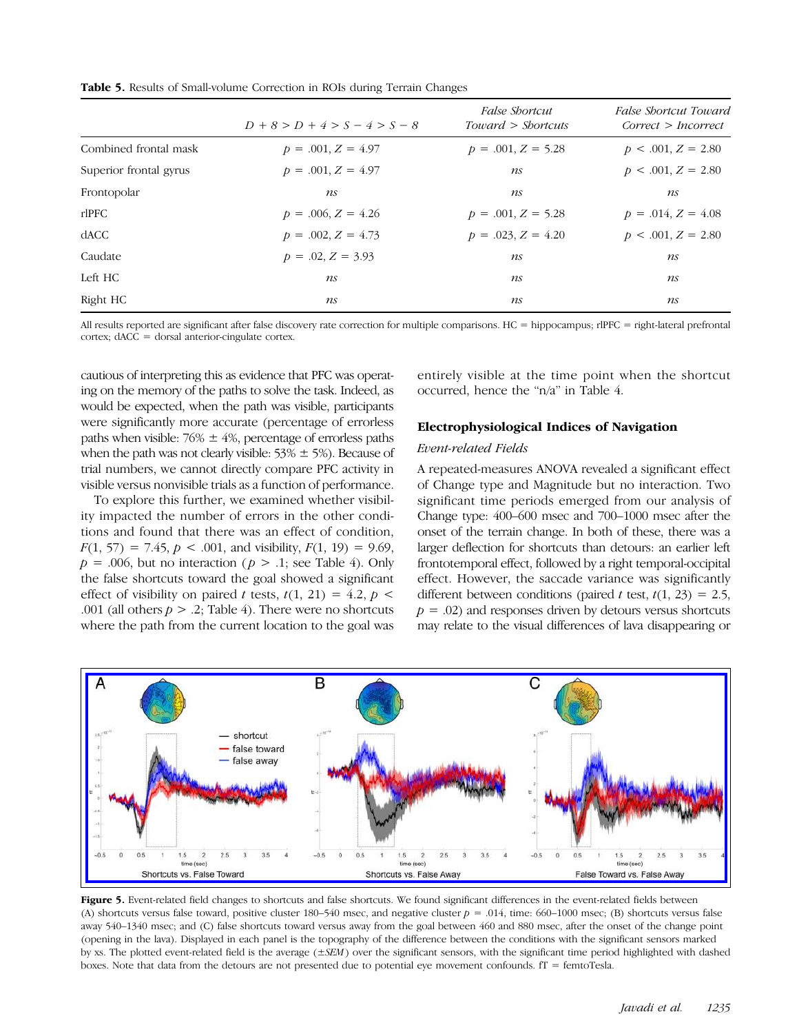**Table 5.** Results of Small-volume Correction in ROIs during Terrain Changes

| | $D+8 > D+4 > S-4 > S-8$ | *False Shortcut Toward > Shortcuts* | *False Shortcut Toward Correct > Incorrect* |
|---|---|---|---|
| Combined frontal mask | $p = .001, Z = 4.97$ | $p = .001, Z = 5.28$ | $p < .001, Z = 2.80$ |
| Superior frontal gyrus | $p = .001, Z = 4.97$ | *ns* | $p < .001, Z = 2.80$ |
| Frontopolar | *ns* | *ns* | *ns* |
| rlPFC | $p = .006, Z = 4.26$ | $p = .001, Z = 5.28$ | $p = .014, Z = 4.08$ |
| dACC | $p = .002, Z = 4.73$ | $p = .023, Z = 4.20$ | $p < .001, Z = 2.80$ |
| Caudate | $p = .02, Z = 3.93$ | *ns* | *ns* |
| Left HC | *ns* | *ns* | *ns* |
| Right HC | *ns* | *ns* | *ns* |

All results reported are significant after false discovery rate correction for multiple comparisons. HC = hippocampus; rlPFC = right-lateral prefrontal cortex; dACC = dorsal anterior-cingulate cortex.

cautious of interpreting this as evidence that PFC was operating on the memory of the paths to solve the task. Indeed, as would be expected, when the path was visible, participants were significantly more accurate (percentage of errorless paths when visible: 76% ± 4%, percentage of errorless paths when the path was not clearly visible: 53% ± 5%). Because of trial numbers, we cannot directly compare PFC activity in visible versus nonvisible trials as a function of performance.

To explore this further, we examined whether visibility impacted the number of errors in the other conditions and found that there was an effect of condition, $F(1, 57) = 7.45$, $p < .001$, and visibility, $F(1, 19) = 9.69$, $p = .006$, but no interaction ($p > .1$; see Table 4). Only the false shortcuts toward the goal showed a significant effect of visibility on paired $t$ tests, $t(1, 21) = 4.2$, $p < .001$ (all others $p > .2$; Table 4). There were no shortcuts where the path from the current location to the goal was entirely visible at the time point when the shortcut occurred, hence the "n/a" in Table 4.

## Electrophysiological Indices of Navigation

### *Event-related Fields*

A repeated-measures ANOVA revealed a significant effect of Change type and Magnitude but no interaction. Two significant time periods emerged from our analysis of Change type: 400–600 msec and 700–1000 msec after the onset of the terrain change. In both of these, there was a larger deflection for shortcuts than detours: an earlier left frontotemporal effect, followed by a right temporal-occipital effect. However, the saccade variance was significantly different between conditions (paired $t$ test, $t(1, 23) = 2.5$, $p = .02$) and responses driven by detours versus shortcuts may relate to the visual differences of lava disappearing or

**Figure 5.** Event-related field changes to shortcuts and false shortcuts. We found significant differences in the event-related fields between (A) shortcuts versus false toward, positive cluster 180–540 msec, and negative cluster $p = .014$, time: 660–1000 msec; (B) shortcuts versus false away 540–1340 msec; and (C) false shortcuts toward versus away from the goal between 460 and 880 msec, after the onset of the change point (opening in the lava). Displayed in each panel is the topography of the difference between the conditions with the significant sensors marked by xs. The plotted event-related field is the average (±*SEM*) over the significant sensors, with the significant time period highlighted with dashed boxes. Note that data from the detours are not presented due to potential eye movement confounds. fT = femtoTesla.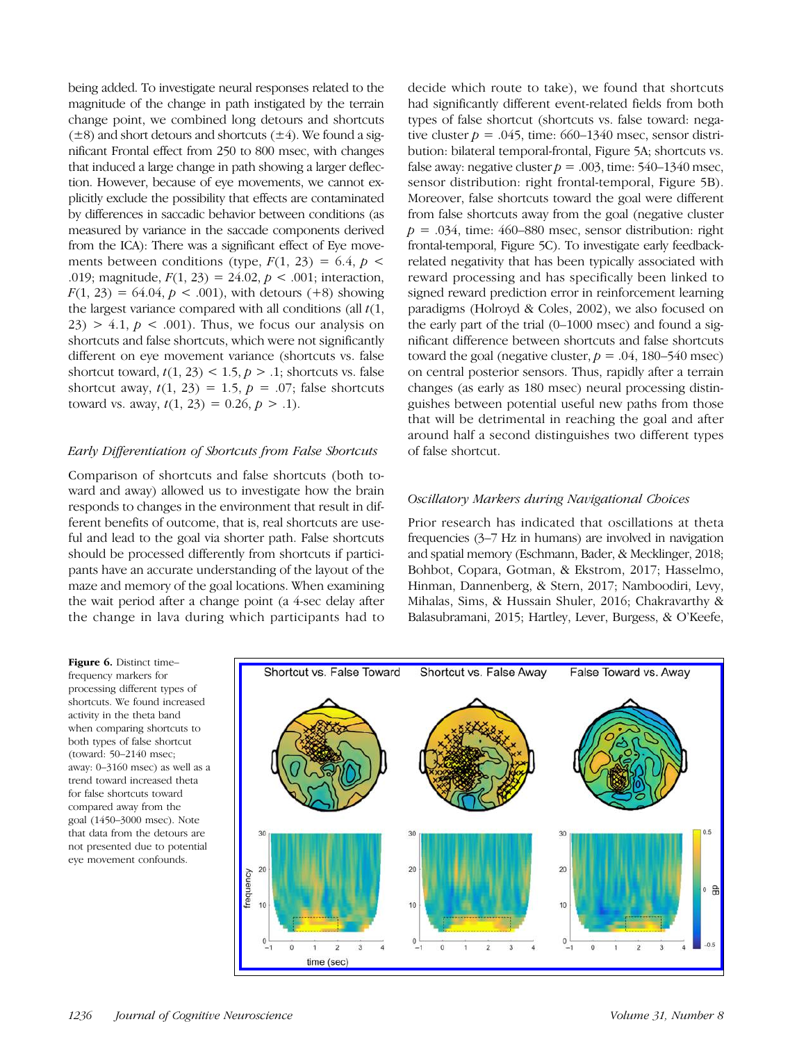being added. To investigate neural responses related to the magnitude of the change in path instigated by the terrain change point, we combined long detours and shortcuts (±8) and short detours and shortcuts (±4). We found a significant Frontal effect from 250 to 800 msec, with changes that induced a large change in path showing a larger deflection. However, because of eye movements, we cannot explicitly exclude the possibility that effects are contaminated by differences in saccadic behavior between conditions (as measured by variance in the saccade components derived from the ICA): There was a significant effect of Eye movements between conditions (type, $F(1, 23) = 6.4$, $p < .019$; magnitude, $F(1, 23) = 24.02$, $p < .001$; interaction, $F(1, 23) = 64.04$, $p < .001$), with detours (+8) showing the largest variance compared with all conditions (all $t(1, 23) > 4.1$, $p < .001$). Thus, we focus our analysis on shortcuts and false shortcuts, which were not significantly different on eye movement variance (shortcuts vs. false shortcut toward, $t(1, 23) < 1.5$, $p > .1$; shortcuts vs. false shortcut away, $t(1, 23) = 1.5$, $p = .07$; false shortcuts toward vs. away, $t(1, 23) = 0.26$, $p > .1$).

### *Early Differentiation of Shortcuts from False Shortcuts*

Comparison of shortcuts and false shortcuts (both toward and away) allowed us to investigate how the brain responds to changes in the environment that result in different benefits of outcome, that is, real shortcuts are useful and lead to the goal via shorter path. False shortcuts should be processed differently from shortcuts if participants have an accurate understanding of the layout of the maze and memory of the goal locations. When examining the wait period after a change point (a 4-sec delay after the change in lava during which participants had to decide which route to take), we found that shortcuts had significantly different event-related fields from both types of false shortcut (shortcuts vs. false toward: negative cluster $p = .045$, time: 660–1340 msec, sensor distribution: bilateral temporal-frontal, Figure 5A; shortcuts vs. false away: negative cluster $p = .003$, time: 540–1340 msec, sensor distribution: right frontal-temporal, Figure 5B). Moreover, false shortcuts toward the goal were different from false shortcuts away from the goal (negative cluster $p = .034$, time: 460–880 msec, sensor distribution: right frontal-temporal, Figure 5C). To investigate early feedback-related negativity that has been typically associated with reward processing and has specifically been linked to signed reward prediction error in reinforcement learning paradigms (Holroyd & Coles, 2002), we also focused on the early part of the trial (0–1000 msec) and found a significant difference between shortcuts and false shortcuts toward the goal (negative cluster, $p = .04$, 180–540 msec) on central posterior sensors. Thus, rapidly after a terrain changes (as early as 180 msec) neural processing distinguishes between potential useful new paths from those that will be detrimental in reaching the goal and after around half a second distinguishes two different types of false shortcut.

### *Oscillatory Markers during Navigational Choices*

Prior research has indicated that oscillations at theta frequencies (3–7 Hz in humans) are involved in navigation and spatial memory (Eschmann, Bader, & Mecklinger, 2018; Bohbot, Copara, Gotman, & Ekstrom, 2017; Hasselmo, Hinman, Dannenberg, & Stern, 2017; Namboodiri, Levy, Mihalas, Sims, & Hussain Shuler, 2016; Chakravarthy & Balasubramani, 2015; Hartley, Lever, Burgess, & O'Keefe,

**Figure 6.** Distinct time–frequency markers for processing different types of shortcuts. We found increased activity in the theta band when comparing shortcuts to both types of false shortcut (toward: 50–2140 msec; away: 0–3160 msec) as well as a trend toward increased theta for false shortcuts toward compared away from the goal (1450–3000 msec). Note that data from the detours are not presented due to potential eye movement confounds.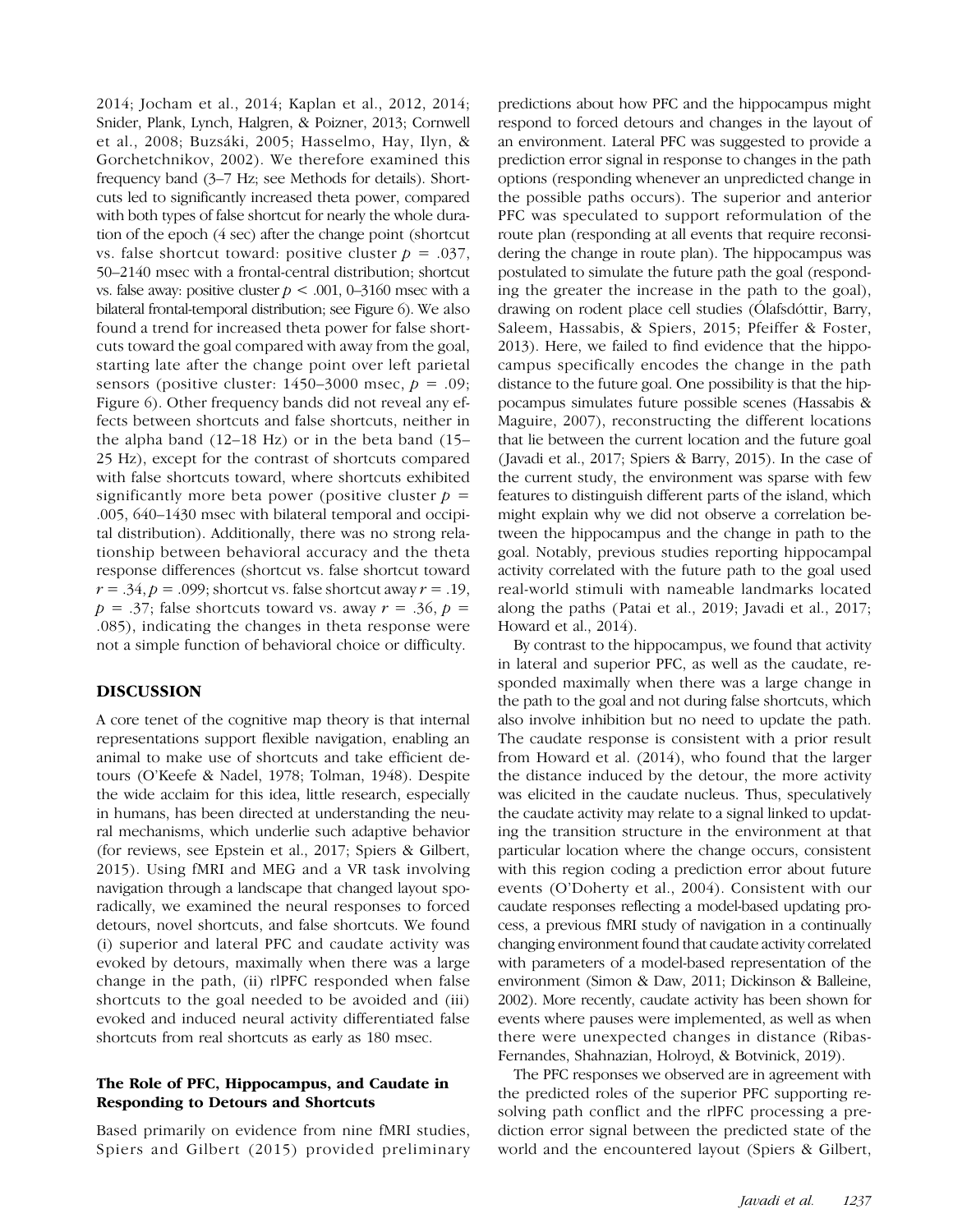2014; Jocham et al., 2014; Kaplan et al., 2012, 2014; Snider, Plank, Lynch, Halgren, & Poizner, 2013; Cornwell et al., 2008; Buzsáki, 2005; Hasselmo, Hay, Ilyn, & Gorchetchnikov, 2002). We therefore examined this frequency band (3–7 Hz; see Methods for details). Shortcuts led to significantly increased theta power, compared with both types of false shortcut for nearly the whole duration of the epoch (4 sec) after the change point (shortcut vs. false shortcut toward: positive cluster $p$ = .037, 50–2140 msec with a frontal-central distribution; shortcut vs. false away: positive cluster $p$ < .001, 0–3160 msec with a bilateral frontal-temporal distribution; see Figure 6). We also found a trend for increased theta power for false shortcuts toward the goal compared with away from the goal, starting late after the change point over left parietal sensors (positive cluster: 1450–3000 msec, $p$ = .09; Figure 6). Other frequency bands did not reveal any effects between shortcuts and false shortcuts, neither in the alpha band (12–18 Hz) or in the beta band (15–25 Hz), except for the contrast of shortcuts compared with false shortcuts toward, where shortcuts exhibited significantly more beta power (positive cluster $p$ = .005, 640–1430 msec with bilateral temporal and occipital distribution). Additionally, there was no strong relationship between behavioral accuracy and the theta response differences (shortcut vs. false shortcut toward $r$ = .34, $p$ = .099; shortcut vs. false shortcut away $r$ = .19, $p$ = .37; false shortcuts toward vs. away $r$ = .36, $p$ = .085), indicating the changes in theta response were not a simple function of behavioral choice or difficulty.

## DISCUSSION

A core tenet of the cognitive map theory is that internal representations support flexible navigation, enabling an animal to make use of shortcuts and take efficient detours (O'Keefe & Nadel, 1978; Tolman, 1948). Despite the wide acclaim for this idea, little research, especially in humans, has been directed at understanding the neural mechanisms, which underlie such adaptive behavior (for reviews, see Epstein et al., 2017; Spiers & Gilbert, 2015). Using fMRI and MEG and a VR task involving navigation through a landscape that changed layout sporadically, we examined the neural responses to forced detours, novel shortcuts, and false shortcuts. We found (i) superior and lateral PFC and caudate activity was evoked by detours, maximally when there was a large change in the path, (ii) rlPFC responded when false shortcuts to the goal needed to be avoided and (iii) evoked and induced neural activity differentiated false shortcuts from real shortcuts as early as 180 msec.

### The Role of PFC, Hippocampus, and Caudate in Responding to Detours and Shortcuts

Based primarily on evidence from nine fMRI studies, Spiers and Gilbert (2015) provided preliminary predictions about how PFC and the hippocampus might respond to forced detours and changes in the layout of an environment. Lateral PFC was suggested to provide a prediction error signal in response to changes in the path options (responding whenever an unpredicted change in the possible paths occurs). The superior and anterior PFC was speculated to support reformulation of the route plan (responding at all events that require reconsidering the change in route plan). The hippocampus was postulated to simulate the future path the goal (responding the greater the increase in the path to the goal), drawing on rodent place cell studies (Ólafsdóttir, Barry, Saleem, Hassabis, & Spiers, 2015; Pfeiffer & Foster, 2013). Here, we failed to find evidence that the hippocampus specifically encodes the change in the path distance to the future goal. One possibility is that the hippocampus simulates future possible scenes (Hassabis & Maguire, 2007), reconstructing the different locations that lie between the current location and the future goal (Javadi et al., 2017; Spiers & Barry, 2015). In the case of the current study, the environment was sparse with few features to distinguish different parts of the island, which might explain why we did not observe a correlation between the hippocampus and the change in path to the goal. Notably, previous studies reporting hippocampal activity correlated with the future path to the goal used real-world stimuli with nameable landmarks located along the paths (Patai et al., 2019; Javadi et al., 2017; Howard et al., 2014).

By contrast to the hippocampus, we found that activity in lateral and superior PFC, as well as the caudate, responded maximally when there was a large change in the path to the goal and not during false shortcuts, which also involve inhibition but no need to update the path. The caudate response is consistent with a prior result from Howard et al. (2014), who found that the larger the distance induced by the detour, the more activity was elicited in the caudate nucleus. Thus, speculatively the caudate activity may relate to a signal linked to updating the transition structure in the environment at that particular location where the change occurs, consistent with this region coding a prediction error about future events (O'Doherty et al., 2004). Consistent with our caudate responses reflecting a model-based updating process, a previous fMRI study of navigation in a continually changing environment found that caudate activity correlated with parameters of a model-based representation of the environment (Simon & Daw, 2011; Dickinson & Balleine, 2002). More recently, caudate activity has been shown for events where pauses were implemented, as well as when there were unexpected changes in distance (Ribas-Fernandes, Shahnazian, Holroyd, & Botvinick, 2019).

The PFC responses we observed are in agreement with the predicted roles of the superior PFC supporting resolving path conflict and the rlPFC processing a prediction error signal between the predicted state of the world and the encountered layout (Spiers & Gilbert,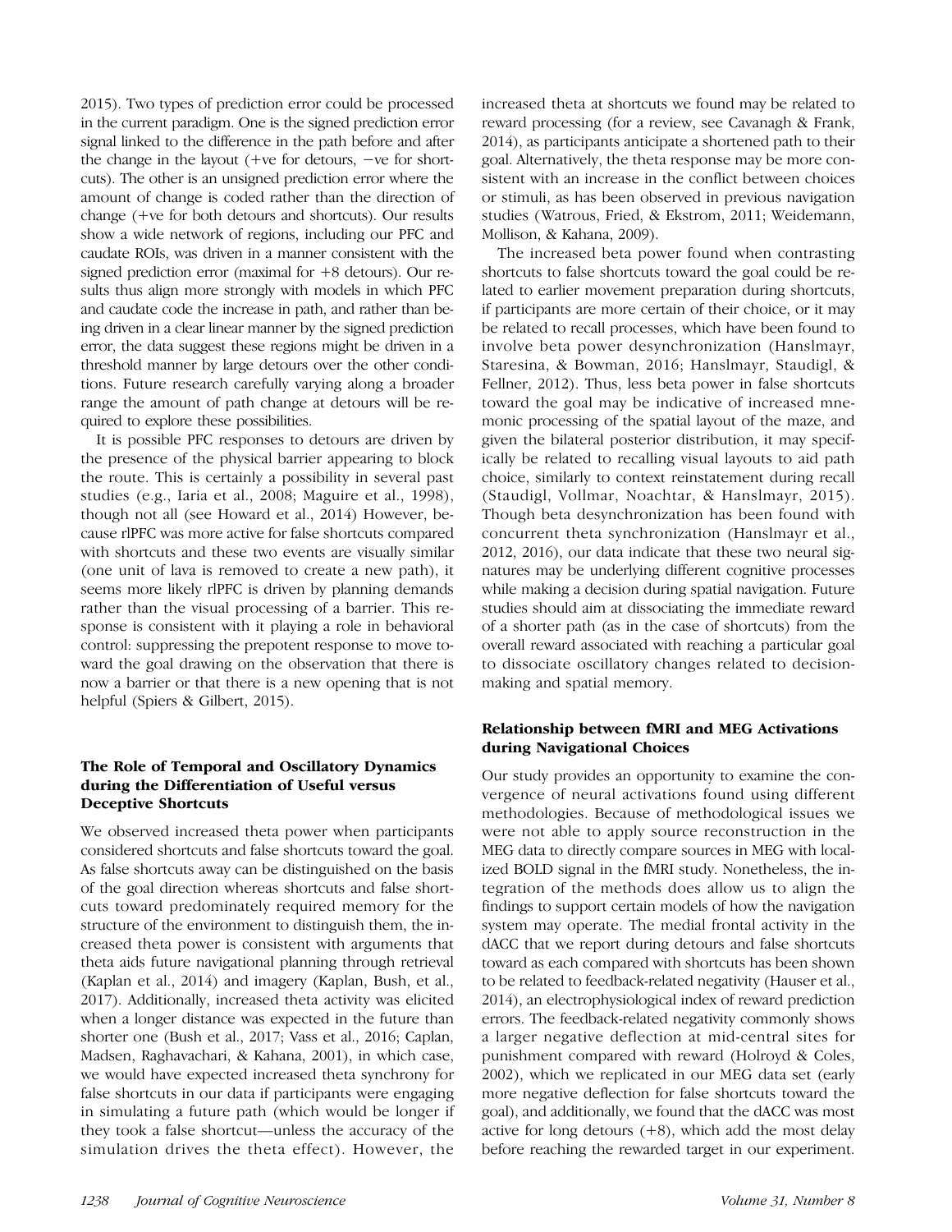2015). Two types of prediction error could be processed in the current paradigm. One is the signed prediction error signal linked to the difference in the path before and after the change in the layout (+ve for detours, −ve for shortcuts). The other is an unsigned prediction error where the amount of change is coded rather than the direction of change (+ve for both detours and shortcuts). Our results show a wide network of regions, including our PFC and caudate ROIs, was driven in a manner consistent with the signed prediction error (maximal for +8 detours). Our results thus align more strongly with models in which PFC and caudate code the increase in path, and rather than being driven in a clear linear manner by the signed prediction error, the data suggest these regions might be driven in a threshold manner by large detours over the other conditions. Future research carefully varying along a broader range the amount of path change at detours will be required to explore these possibilities.

It is possible PFC responses to detours are driven by the presence of the physical barrier appearing to block the route. This is certainly a possibility in several past studies (e.g., Iaria et al., 2008; Maguire et al., 1998), though not all (see Howard et al., 2014) However, because rlPFC was more active for false shortcuts compared with shortcuts and these two events are visually similar (one unit of lava is removed to create a new path), it seems more likely rlPFC is driven by planning demands rather than the visual processing of a barrier. This response is consistent with it playing a role in behavioral control: suppressing the prepotent response to move toward the goal drawing on the observation that there is now a barrier or that there is a new opening that is not helpful (Spiers & Gilbert, 2015).

### The Role of Temporal and Oscillatory Dynamics during the Differentiation of Useful versus Deceptive Shortcuts

We observed increased theta power when participants considered shortcuts and false shortcuts toward the goal. As false shortcuts away can be distinguished on the basis of the goal direction whereas shortcuts and false shortcuts toward predominately required memory for the structure of the environment to distinguish them, the increased theta power is consistent with arguments that theta aids future navigational planning through retrieval (Kaplan et al., 2014) and imagery (Kaplan, Bush, et al., 2017). Additionally, increased theta activity was elicited when a longer distance was expected in the future than shorter one (Bush et al., 2017; Vass et al., 2016; Caplan, Madsen, Raghavachari, & Kahana, 2001), in which case, we would have expected increased theta synchrony for false shortcuts in our data if participants were engaging in simulating a future path (which would be longer if they took a false shortcut—unless the accuracy of the simulation drives the theta effect). However, the increased theta at shortcuts we found may be related to reward processing (for a review, see Cavanagh & Frank, 2014), as participants anticipate a shortened path to their goal. Alternatively, the theta response may be more consistent with an increase in the conflict between choices or stimuli, as has been observed in previous navigation studies (Watrous, Fried, & Ekstrom, 2011; Weidemann, Mollison, & Kahana, 2009).

The increased beta power found when contrasting shortcuts to false shortcuts toward the goal could be related to earlier movement preparation during shortcuts, if participants are more certain of their choice, or it may be related to recall processes, which have been found to involve beta power desynchronization (Hanslmayr, Staresina, & Bowman, 2016; Hanslmayr, Staudigl, & Fellner, 2012). Thus, less beta power in false shortcuts toward the goal may be indicative of increased mnemonic processing of the spatial layout of the maze, and given the bilateral posterior distribution, it may specifically be related to recalling visual layouts to aid path choice, similarly to context reinstatement during recall (Staudigl, Vollmar, Noachtar, & Hanslmayr, 2015). Though beta desynchronization has been found with concurrent theta synchronization (Hanslmayr et al., 2012, 2016), our data indicate that these two neural signatures may be underlying different cognitive processes while making a decision during spatial navigation. Future studies should aim at dissociating the immediate reward of a shorter path (as in the case of shortcuts) from the overall reward associated with reaching a particular goal to dissociate oscillatory changes related to decision-making and spatial memory.

### Relationship between fMRI and MEG Activations during Navigational Choices

Our study provides an opportunity to examine the convergence of neural activations found using different methodologies. Because of methodological issues we were not able to apply source reconstruction in the MEG data to directly compare sources in MEG with localized BOLD signal in the fMRI study. Nonetheless, the integration of the methods does allow us to align the findings to support certain models of how the navigation system may operate. The medial frontal activity in the dACC that we report during detours and false shortcuts toward as each compared with shortcuts has been shown to be related to feedback-related negativity (Hauser et al., 2014), an electrophysiological index of reward prediction errors. The feedback-related negativity commonly shows a larger negative deflection at mid-central sites for punishment compared with reward (Holroyd & Coles, 2002), which we replicated in our MEG data set (early more negative deflection for false shortcuts toward the goal), and additionally, we found that the dACC was most active for long detours (+8), which add the most delay before reaching the rewarded target in our experiment.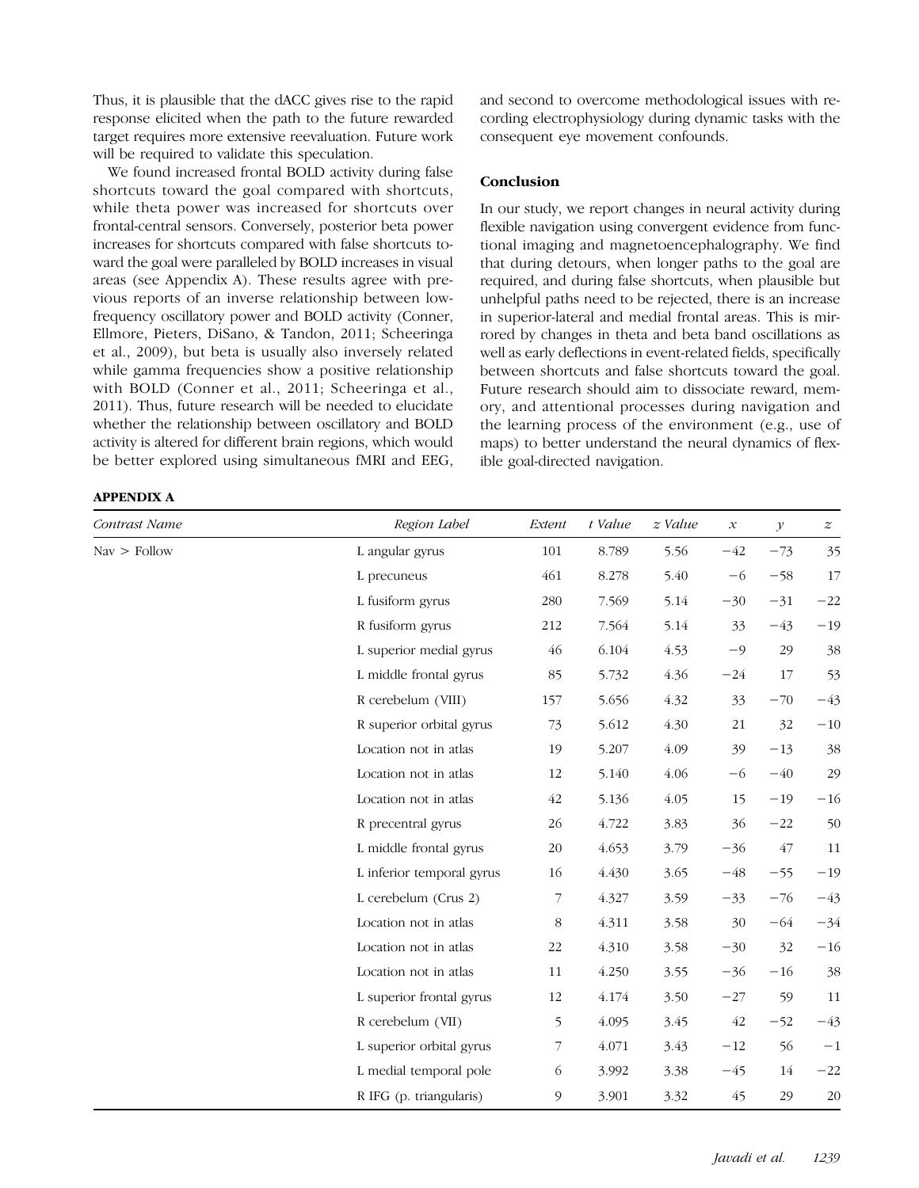Thus, it is plausible that the dACC gives rise to the rapid response elicited when the path to the future rewarded target requires more extensive reevaluation. Future work will be required to validate this speculation.

We found increased frontal BOLD activity during false shortcuts toward the goal compared with shortcuts, while theta power was increased for shortcuts over frontal-central sensors. Conversely, posterior beta power increases for shortcuts compared with false shortcuts toward the goal were paralleled by BOLD increases in visual areas (see Appendix A). These results agree with previous reports of an inverse relationship between low-frequency oscillatory power and BOLD activity (Conner, Ellmore, Pieters, DiSano, & Tandon, 2011; Scheeringa et al., 2009), but beta is usually also inversely related while gamma frequencies show a positive relationship with BOLD (Conner et al., 2011; Scheeringa et al., 2011). Thus, future research will be needed to elucidate whether the relationship between oscillatory and BOLD activity is altered for different brain regions, which would be better explored using simultaneous fMRI and EEG, and second to overcome methodological issues with recording electrophysiology during dynamic tasks with the consequent eye movement confounds.

## Conclusion

In our study, we report changes in neural activity during flexible navigation using convergent evidence from functional imaging and magnetoencephalography. We find that during detours, when longer paths to the goal are required, and during false shortcuts, when plausible but unhelpful paths need to be rejected, there is an increase in superior-lateral and medial frontal areas. This is mirrored by changes in theta and beta band oscillations as well as early deflections in event-related fields, specifically between shortcuts and false shortcuts toward the goal. Future research should aim to dissociate reward, memory, and attentional processes during navigation and the learning process of the environment (e.g., use of maps) to better understand the neural dynamics of flexible goal-directed navigation.

## APPENDIX A

| *Contrast Name* | *Region Label* | *Extent* | *t Value* | *z Value* | *x* | *y* | *z* |
|---|---|---|---|---|---|---|---|
| Nav > Follow | L angular gyrus | 101 | 8.789 | 5.56 | −42 | −73 | 35 |
| | L precuneus | 461 | 8.278 | 5.40 | −6 | −58 | 17 |
| | L fusiform gyrus | 280 | 7.569 | 5.14 | −30 | −31 | −22 |
| | R fusiform gyrus | 212 | 7.564 | 5.14 | 33 | −43 | −19 |
| | L superior medial gyrus | 46 | 6.104 | 4.53 | −9 | 29 | 38 |
| | L middle frontal gyrus | 85 | 5.732 | 4.36 | −24 | 17 | 53 |
| | R cerebelum (VIII) | 157 | 5.656 | 4.32 | 33 | −70 | −43 |
| | R superior orbital gyrus | 73 | 5.612 | 4.30 | 21 | 32 | −10 |
| | Location not in atlas | 19 | 5.207 | 4.09 | 39 | −13 | 38 |
| | Location not in atlas | 12 | 5.140 | 4.06 | −6 | −40 | 29 |
| | Location not in atlas | 42 | 5.136 | 4.05 | 15 | −19 | −16 |
| | R precentral gyrus | 26 | 4.722 | 3.83 | 36 | −22 | 50 |
| | L middle frontal gyrus | 20 | 4.653 | 3.79 | −36 | 47 | 11 |
| | L inferior temporal gyrus | 16 | 4.430 | 3.65 | −48 | −55 | −19 |
| | L cerebelum (Crus 2) | 7 | 4.327 | 3.59 | −33 | −76 | −43 |
| | Location not in atlas | 8 | 4.311 | 3.58 | 30 | −64 | −34 |
| | Location not in atlas | 22 | 4.310 | 3.58 | −30 | 32 | −16 |
| | Location not in atlas | 11 | 4.250 | 3.55 | −36 | −16 | 38 |
| | L superior frontal gyrus | 12 | 4.174 | 3.50 | −27 | 59 | 11 |
| | R cerebelum (VII) | 5 | 4.095 | 3.45 | 42 | −52 | −43 |
| | L superior orbital gyrus | 7 | 4.071 | 3.43 | −12 | 56 | −1 |
| | L medial temporal pole | 6 | 3.992 | 3.38 | −45 | 14 | −22 |
| | R IFG (p. triangularis) | 9 | 3.901 | 3.32 | 45 | 29 | 20 |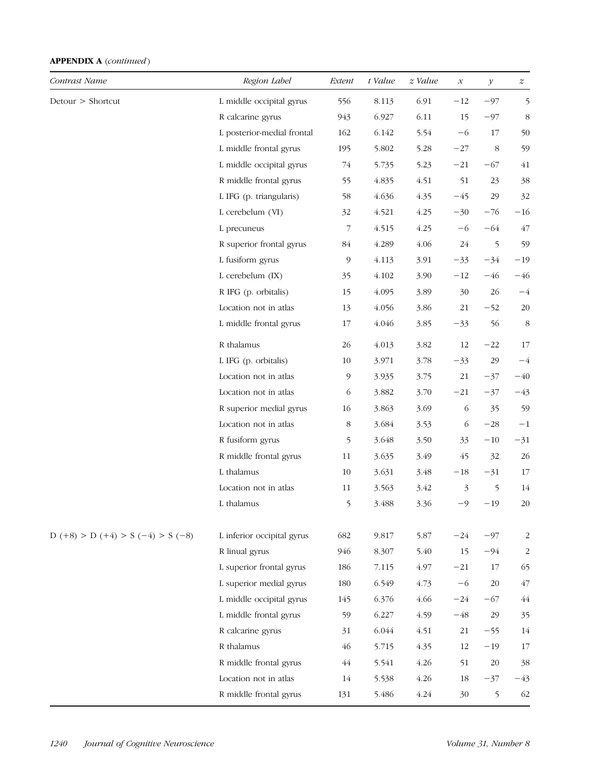**APPENDIX A** (*continued*)

| *Contrast Name* | *Region Label* | *Extent* | *t Value* | *z Value* | *x* | *y* | *z* |
|---|---|---|---|---|---|---|---|
| Detour > Shortcut | L middle occipital gyrus | 556 | 8.113 | 6.91 | −12 | −97 | 5 |
| | R calcarine gyrus | 943 | 6.927 | 6.11 | 15 | −97 | 8 |
| | L posterior-medial frontal | 162 | 6.142 | 5.54 | −6 | 17 | 50 |
| | L middle frontal gyrus | 195 | 5.802 | 5.28 | −27 | 8 | 59 |
| | L middle occipital gyrus | 74 | 5.735 | 5.23 | −21 | −67 | 41 |
| | R middle frontal gyrus | 55 | 4.835 | 4.51 | 51 | 23 | 38 |
| | L IFG (p. triangularis) | 58 | 4.636 | 4.35 | −45 | 29 | 32 |
| | L cerebelum (VI) | 32 | 4.521 | 4.25 | −30 | −76 | −16 |
| | L precuneus | 7 | 4.515 | 4.25 | −6 | −64 | 47 |
| | R superior frontal gyrus | 84 | 4.289 | 4.06 | 24 | 5 | 59 |
| | L fusiform gyrus | 9 | 4.113 | 3.91 | −33 | −34 | −19 |
| | L cerebelum (IX) | 35 | 4.102 | 3.90 | −12 | −46 | −46 |
| | R IFG (p. orbitalis) | 15 | 4.095 | 3.89 | 30 | 26 | −4 |
| | Location not in atlas | 13 | 4.056 | 3.86 | 21 | −52 | 20 |
| | L middle frontal gyrus | 17 | 4.046 | 3.85 | −33 | 56 | 8 |
| | R thalamus | 26 | 4.013 | 3.82 | 12 | −22 | 17 |
| | L IFG (p. orbitalis) | 10 | 3.971 | 3.78 | −33 | 29 | −4 |
| | Location not in atlas | 9 | 3.935 | 3.75 | 21 | −37 | −40 |
| | Location not in atlas | 6 | 3.882 | 3.70 | −21 | −37 | −43 |
| | R superior medial gyrus | 16 | 3.863 | 3.69 | 6 | 35 | 59 |
| | Location not in atlas | 8 | 3.684 | 3.53 | 6 | −28 | −1 |
| | R fusiform gyrus | 5 | 3.648 | 3.50 | 33 | −10 | −31 |
| | R middle frontal gyrus | 11 | 3.635 | 3.49 | 45 | 32 | 26 |
| | L thalamus | 10 | 3.631 | 3.48 | −18 | −31 | 17 |
| | Location not in atlas | 11 | 3.563 | 3.42 | 3 | 5 | 14 |
| | L thalamus | 5 | 3.488 | 3.36 | −9 | −19 | 20 |
| D (+8) > D (+4) > S (−4) > S (−8) | L inferior occipital gyrus | 682 | 9.817 | 5.87 | −24 | −97 | 2 |
| | R linual gyrus | 946 | 8.307 | 5.40 | 15 | −94 | 2 |
| | L superior frontal gyrus | 186 | 7.115 | 4.97 | −21 | 17 | 65 |
| | L superior medial gyrus | 180 | 6.549 | 4.73 | −6 | 20 | 47 |
| | L middle occipital gyrus | 145 | 6.376 | 4.66 | −24 | −67 | 44 |
| | L middle frontal gyrus | 59 | 6.227 | 4.59 | −48 | 29 | 35 |
| | R calcarine gyrus | 31 | 6.044 | 4.51 | 21 | −55 | 14 |
| | R thalamus | 46 | 5.715 | 4.35 | 12 | −19 | 17 |
| | R middle frontal gyrus | 44 | 5.541 | 4.26 | 51 | 20 | 38 |
| | Location not in atlas | 14 | 5.538 | 4.26 | 18 | −37 | −43 |
| | R middle frontal gyrus | 131 | 5.486 | 4.24 | 30 | 5 | 62 |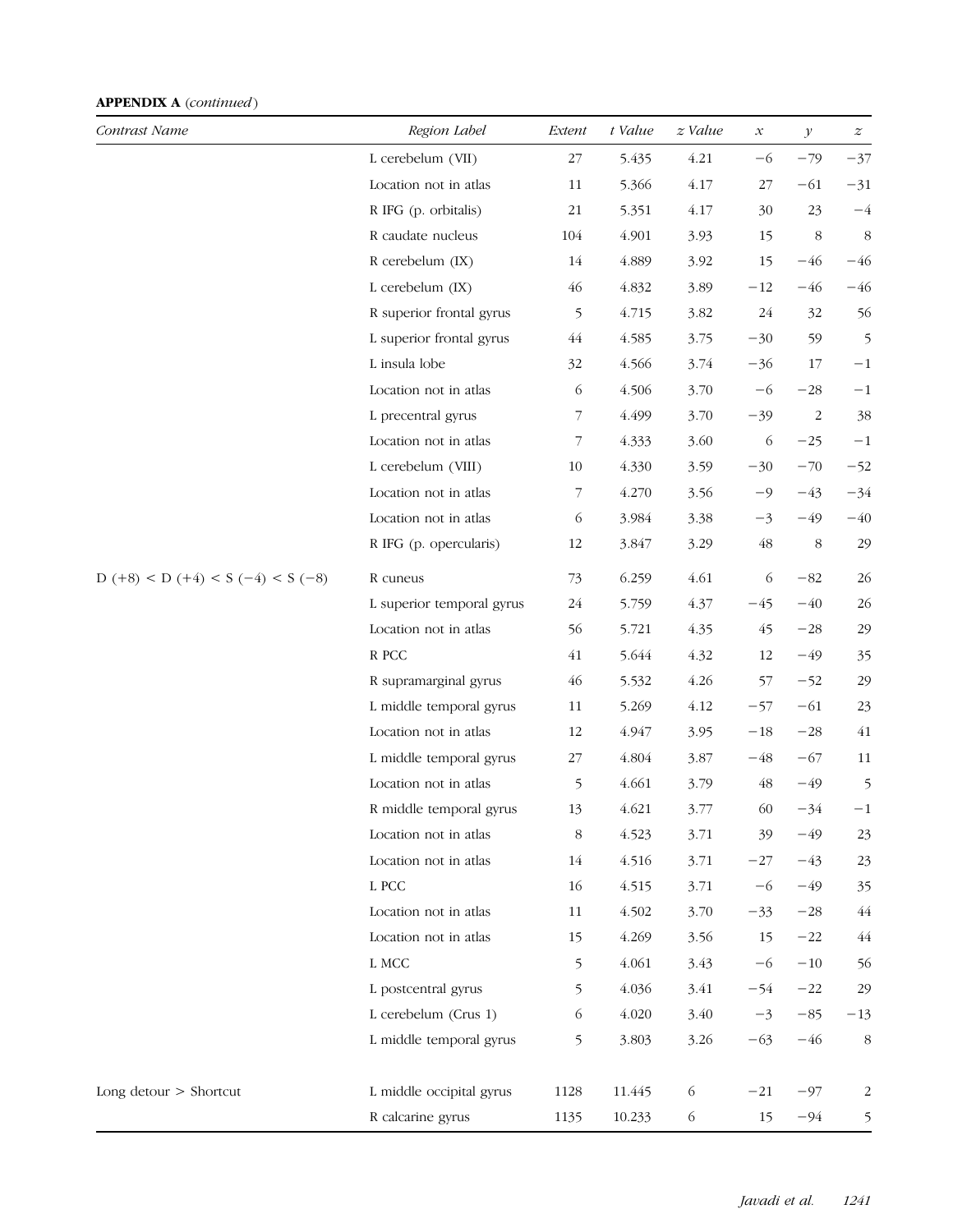**APPENDIX A** (*continued*)

| *Contrast Name* | *Region Label* | *Extent* | *t Value* | *z Value* | *x* | *y* | *z* |
|---|---|---|---|---|---|---|---|
| | L cerebelum (VII) | 27 | 5.435 | 4.21 | −6 | −79 | −37 |
| | Location not in atlas | 11 | 5.366 | 4.17 | 27 | −61 | −31 |
| | R IFG (p. orbitalis) | 21 | 5.351 | 4.17 | 30 | 23 | −4 |
| | R caudate nucleus | 104 | 4.901 | 3.93 | 15 | 8 | 8 |
| | R cerebelum (IX) | 14 | 4.889 | 3.92 | 15 | −46 | −46 |
| | L cerebelum (IX) | 46 | 4.832 | 3.89 | −12 | −46 | −46 |
| | R superior frontal gyrus | 5 | 4.715 | 3.82 | 24 | 32 | 56 |
| | L superior frontal gyrus | 44 | 4.585 | 3.75 | −30 | 59 | 5 |
| | L insula lobe | 32 | 4.566 | 3.74 | −36 | 17 | −1 |
| | Location not in atlas | 6 | 4.506 | 3.70 | −6 | −28 | −1 |
| | L precentral gyrus | 7 | 4.499 | 3.70 | −39 | 2 | 38 |
| | Location not in atlas | 7 | 4.333 | 3.60 | 6 | −25 | −1 |
| | L cerebelum (VIII) | 10 | 4.330 | 3.59 | −30 | −70 | −52 |
| | Location not in atlas | 7 | 4.270 | 3.56 | −9 | −43 | −34 |
| | Location not in atlas | 6 | 3.984 | 3.38 | −3 | −49 | −40 |
| | R IFG (p. opercularis) | 12 | 3.847 | 3.29 | 48 | 8 | 29 |
| D (+8) < D (+4) < S (−4) < S (−8) | R cuneus | 73 | 6.259 | 4.61 | 6 | −82 | 26 |
| | L superior temporal gyrus | 24 | 5.759 | 4.37 | −45 | −40 | 26 |
| | Location not in atlas | 56 | 5.721 | 4.35 | 45 | −28 | 29 |
| | R PCC | 41 | 5.644 | 4.32 | 12 | −49 | 35 |
| | R supramarginal gyrus | 46 | 5.532 | 4.26 | 57 | −52 | 29 |
| | L middle temporal gyrus | 11 | 5.269 | 4.12 | −57 | −61 | 23 |
| | Location not in atlas | 12 | 4.947 | 3.95 | −18 | −28 | 41 |
| | L middle temporal gyrus | 27 | 4.804 | 3.87 | −48 | −67 | 11 |
| | Location not in atlas | 5 | 4.661 | 3.79 | 48 | −49 | 5 |
| | R middle temporal gyrus | 13 | 4.621 | 3.77 | 60 | −34 | −1 |
| | Location not in atlas | 8 | 4.523 | 3.71 | 39 | −49 | 23 |
| | Location not in atlas | 14 | 4.516 | 3.71 | −27 | −43 | 23 |
| | L PCC | 16 | 4.515 | 3.71 | −6 | −49 | 35 |
| | Location not in atlas | 11 | 4.502 | 3.70 | −33 | −28 | 44 |
| | Location not in atlas | 15 | 4.269 | 3.56 | 15 | −22 | 44 |
| | L MCC | 5 | 4.061 | 3.43 | −6 | −10 | 56 |
| | L postcentral gyrus | 5 | 4.036 | 3.41 | −54 | −22 | 29 |
| | L cerebelum (Crus 1) | 6 | 4.020 | 3.40 | −3 | −85 | −13 |
| | L middle temporal gyrus | 5 | 3.803 | 3.26 | −63 | −46 | 8 |
| Long detour > Shortcut | L middle occipital gyrus | 1128 | 11.445 | 6 | −21 | −97 | 2 |
| | R calcarine gyrus | 1135 | 10.233 | 6 | 15 | −94 | 5 |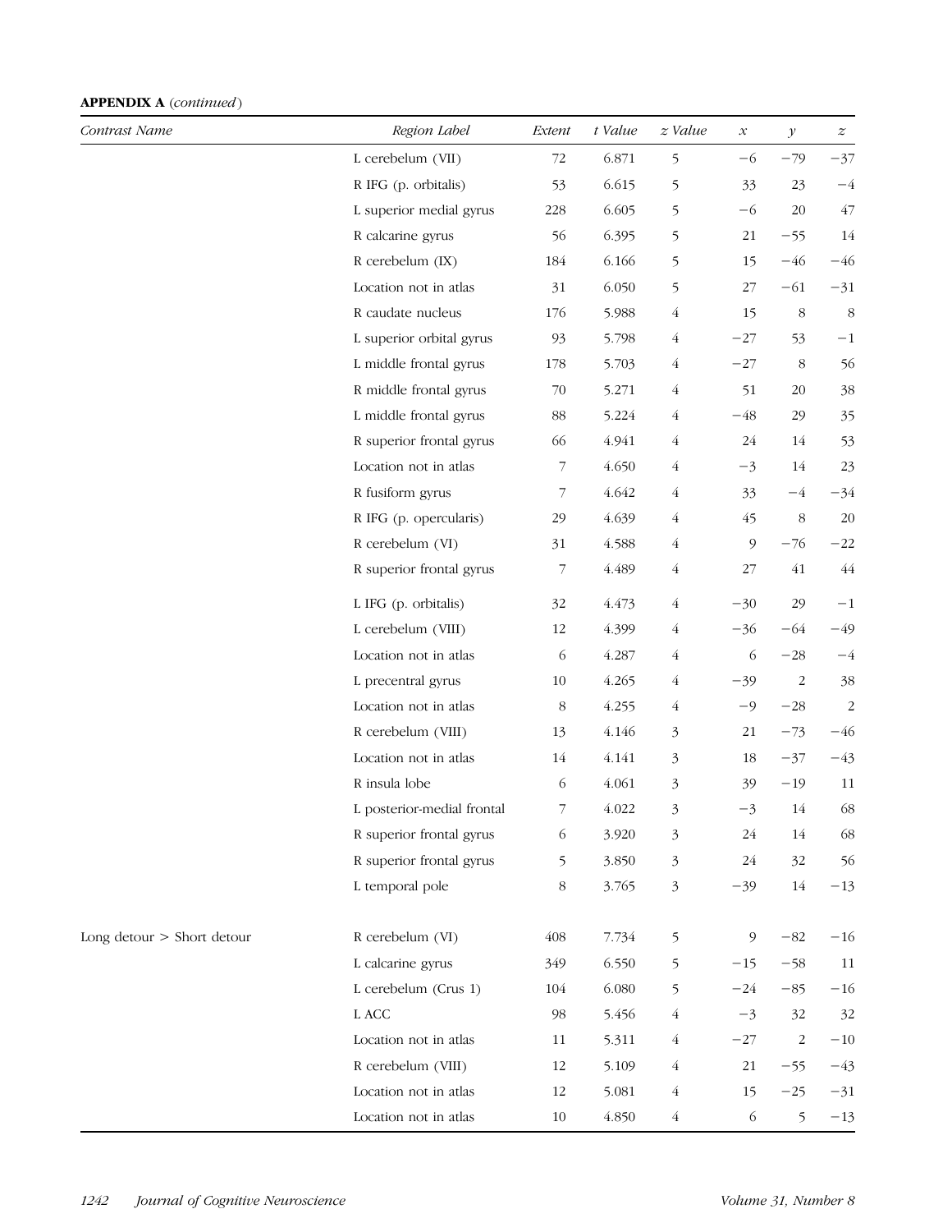**APPENDIX A** *(continued)*

| *Contrast Name* | *Region Label* | *Extent* | *t Value* | *z Value* | *x* | *y* | *z* |
|---|---|---|---|---|---|---|---|
| | L cerebelum (VII) | 72 | 6.871 | 5 | −6 | −79 | −37 |
| | R IFG (p. orbitalis) | 53 | 6.615 | 5 | 33 | 23 | −4 |
| | L superior medial gyrus | 228 | 6.605 | 5 | −6 | 20 | 47 |
| | R calcarine gyrus | 56 | 6.395 | 5 | 21 | −55 | 14 |
| | R cerebelum (IX) | 184 | 6.166 | 5 | 15 | −46 | −46 |
| | Location not in atlas | 31 | 6.050 | 5 | 27 | −61 | −31 |
| | R caudate nucleus | 176 | 5.988 | 4 | 15 | 8 | 8 |
| | L superior orbital gyrus | 93 | 5.798 | 4 | −27 | 53 | −1 |
| | L middle frontal gyrus | 178 | 5.703 | 4 | −27 | 8 | 56 |
| | R middle frontal gyrus | 70 | 5.271 | 4 | 51 | 20 | 38 |
| | L middle frontal gyrus | 88 | 5.224 | 4 | −48 | 29 | 35 |
| | R superior frontal gyrus | 66 | 4.941 | 4 | 24 | 14 | 53 |
| | Location not in atlas | 7 | 4.650 | 4 | −3 | 14 | 23 |
| | R fusiform gyrus | 7 | 4.642 | 4 | 33 | −4 | −34 |
| | R IFG (p. opercularis) | 29 | 4.639 | 4 | 45 | 8 | 20 |
| | R cerebelum (VI) | 31 | 4.588 | 4 | 9 | −76 | −22 |
| | R superior frontal gyrus | 7 | 4.489 | 4 | 27 | 41 | 44 |
| | L IFG (p. orbitalis) | 32 | 4.473 | 4 | −30 | 29 | −1 |
| | L cerebelum (VIII) | 12 | 4.399 | 4 | −36 | −64 | −49 |
| | Location not in atlas | 6 | 4.287 | 4 | 6 | −28 | −4 |
| | L precentral gyrus | 10 | 4.265 | 4 | −39 | 2 | 38 |
| | Location not in atlas | 8 | 4.255 | 4 | −9 | −28 | 2 |
| | R cerebelum (VIII) | 13 | 4.146 | 3 | 21 | −73 | −46 |
| | Location not in atlas | 14 | 4.141 | 3 | 18 | −37 | −43 |
| | R insula lobe | 6 | 4.061 | 3 | 39 | −19 | 11 |
| | L posterior-medial frontal | 7 | 4.022 | 3 | −3 | 14 | 68 |
| | R superior frontal gyrus | 6 | 3.920 | 3 | 24 | 14 | 68 |
| | R superior frontal gyrus | 5 | 3.850 | 3 | 24 | 32 | 56 |
| | L temporal pole | 8 | 3.765 | 3 | −39 | 14 | −13 |
| Long detour > Short detour | R cerebelum (VI) | 408 | 7.734 | 5 | 9 | −82 | −16 |
| | L calcarine gyrus | 349 | 6.550 | 5 | −15 | −58 | 11 |
| | L cerebelum (Crus 1) | 104 | 6.080 | 5 | −24 | −85 | −16 |
| | L ACC | 98 | 5.456 | 4 | −3 | 32 | 32 |
| | Location not in atlas | 11 | 5.311 | 4 | −27 | 2 | −10 |
| | R cerebelum (VIII) | 12 | 5.109 | 4 | 21 | −55 | −43 |
| | Location not in atlas | 12 | 5.081 | 4 | 15 | −25 | −31 |
| | Location not in atlas | 10 | 4.850 | 4 | 6 | 5 | −13 |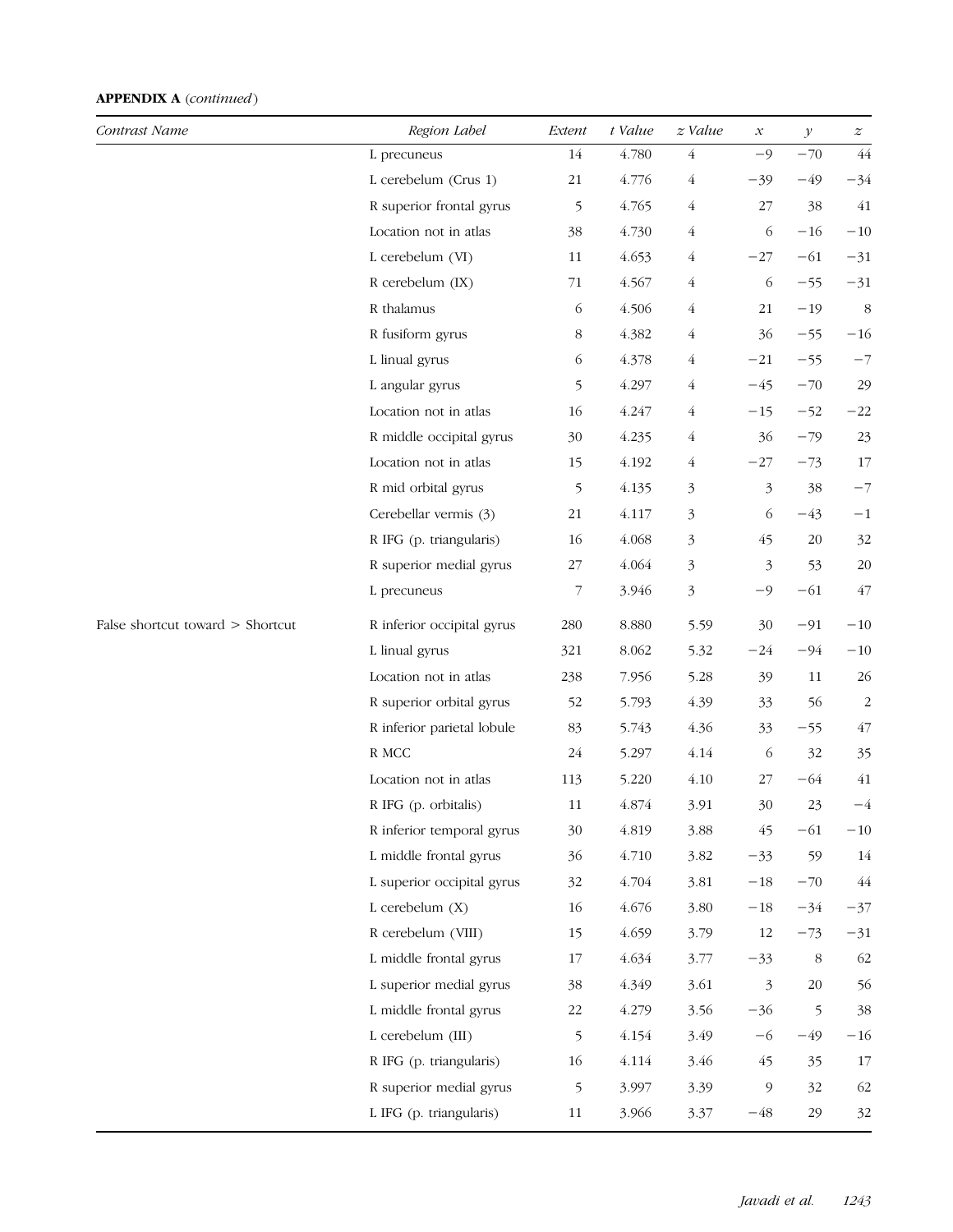**APPENDIX A** (*continued*)

| *Contrast Name* | *Region Label* | *Extent* | *t Value* | *z Value* | *x* | *y* | *z* |
|---|---|---|---|---|---|---|---|
| | L precuneus | 14 | 4.780 | 4 | −9 | −70 | 44 |
| | L cerebelum (Crus 1) | 21 | 4.776 | 4 | −39 | −49 | −34 |
| | R superior frontal gyrus | 5 | 4.765 | 4 | 27 | 38 | 41 |
| | Location not in atlas | 38 | 4.730 | 4 | 6 | −16 | −10 |
| | L cerebelum (VI) | 11 | 4.653 | 4 | −27 | −61 | −31 |
| | R cerebelum (IX) | 71 | 4.567 | 4 | 6 | −55 | −31 |
| | R thalamus | 6 | 4.506 | 4 | 21 | −19 | 8 |
| | R fusiform gyrus | 8 | 4.382 | 4 | 36 | −55 | −16 |
| | L linual gyrus | 6 | 4.378 | 4 | −21 | −55 | −7 |
| | L angular gyrus | 5 | 4.297 | 4 | −45 | −70 | 29 |
| | Location not in atlas | 16 | 4.247 | 4 | −15 | −52 | −22 |
| | R middle occipital gyrus | 30 | 4.235 | 4 | 36 | −79 | 23 |
| | Location not in atlas | 15 | 4.192 | 4 | −27 | −73 | 17 |
| | R mid orbital gyrus | 5 | 4.135 | 3 | 3 | 38 | −7 |
| | Cerebellar vermis (3) | 21 | 4.117 | 3 | 6 | −43 | −1 |
| | R IFG (p. triangularis) | 16 | 4.068 | 3 | 45 | 20 | 32 |
| | R superior medial gyrus | 27 | 4.064 | 3 | 3 | 53 | 20 |
| | L precuneus | 7 | 3.946 | 3 | −9 | −61 | 47 |
| False shortcut toward > Shortcut | R inferior occipital gyrus | 280 | 8.880 | 5.59 | 30 | −91 | −10 |
| | L linual gyrus | 321 | 8.062 | 5.32 | −24 | −94 | −10 |
| | Location not in atlas | 238 | 7.956 | 5.28 | 39 | 11 | 26 |
| | R superior orbital gyrus | 52 | 5.793 | 4.39 | 33 | 56 | 2 |
| | R inferior parietal lobule | 83 | 5.743 | 4.36 | 33 | −55 | 47 |
| | R MCC | 24 | 5.297 | 4.14 | 6 | 32 | 35 |
| | Location not in atlas | 113 | 5.220 | 4.10 | 27 | −64 | 41 |
| | R IFG (p. orbitalis) | 11 | 4.874 | 3.91 | 30 | 23 | −4 |
| | R inferior temporal gyrus | 30 | 4.819 | 3.88 | 45 | −61 | −10 |
| | L middle frontal gyrus | 36 | 4.710 | 3.82 | −33 | 59 | 14 |
| | L superior occipital gyrus | 32 | 4.704 | 3.81 | −18 | −70 | 44 |
| | L cerebelum (X) | 16 | 4.676 | 3.80 | −18 | −34 | −37 |
| | R cerebelum (VIII) | 15 | 4.659 | 3.79 | 12 | −73 | −31 |
| | L middle frontal gyrus | 17 | 4.634 | 3.77 | −33 | 8 | 62 |
| | L superior medial gyrus | 38 | 4.349 | 3.61 | 3 | 20 | 56 |
| | L middle frontal gyrus | 22 | 4.279 | 3.56 | −36 | 5 | 38 |
| | L cerebelum (III) | 5 | 4.154 | 3.49 | −6 | −49 | −16 |
| | R IFG (p. triangularis) | 16 | 4.114 | 3.46 | 45 | 35 | 17 |
| | R superior medial gyrus | 5 | 3.997 | 3.39 | 9 | 32 | 62 |
| | L IFG (p. triangularis) | 11 | 3.966 | 3.37 | −48 | 29 | 32 |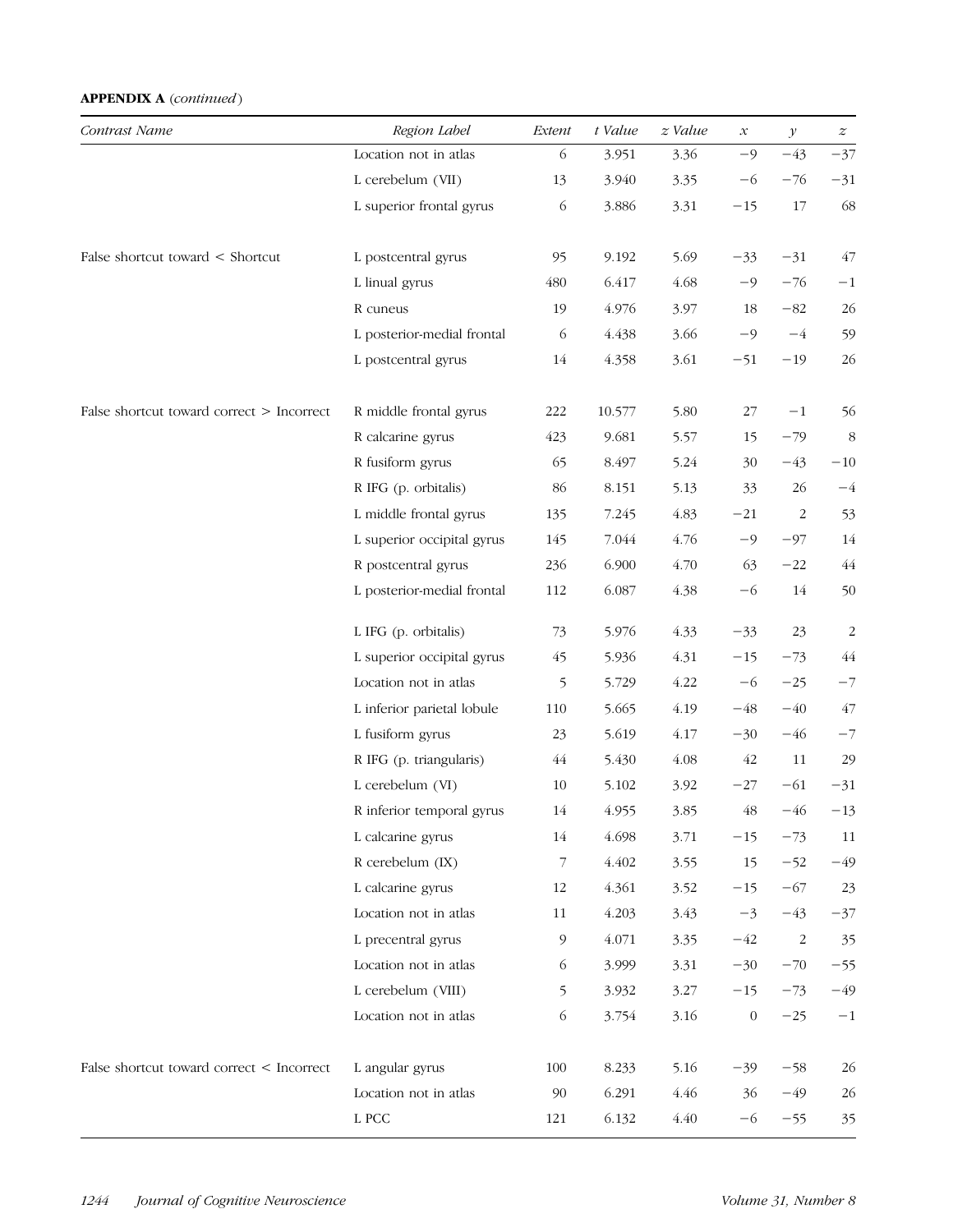**APPENDIX A** (*continued*)

| *Contrast Name* | *Region Label* | *Extent* | *t Value* | *z Value* | *x* | *y* | *z* |
|---|---|---|---|---|---|---|---|
| | Location not in atlas | 6 | 3.951 | 3.36 | −9 | −43 | −37 |
| | L cerebelum (VII) | 13 | 3.940 | 3.35 | −6 | −76 | −31 |
| | L superior frontal gyrus | 6 | 3.886 | 3.31 | −15 | 17 | 68 |
| False shortcut toward < Shortcut | L postcentral gyrus | 95 | 9.192 | 5.69 | −33 | −31 | 47 |
| | L linual gyrus | 480 | 6.417 | 4.68 | −9 | −76 | −1 |
| | R cuneus | 19 | 4.976 | 3.97 | 18 | −82 | 26 |
| | L posterior-medial frontal | 6 | 4.438 | 3.66 | −9 | −4 | 59 |
| | L postcentral gyrus | 14 | 4.358 | 3.61 | −51 | −19 | 26 |
| False shortcut toward correct > Incorrect | R middle frontal gyrus | 222 | 10.577 | 5.80 | 27 | −1 | 56 |
| | R calcarine gyrus | 423 | 9.681 | 5.57 | 15 | −79 | 8 |
| | R fusiform gyrus | 65 | 8.497 | 5.24 | 30 | −43 | −10 |
| | R IFG (p. orbitalis) | 86 | 8.151 | 5.13 | 33 | 26 | −4 |
| | L middle frontal gyrus | 135 | 7.245 | 4.83 | −21 | 2 | 53 |
| | L superior occipital gyrus | 145 | 7.044 | 4.76 | −9 | −97 | 14 |
| | R postcentral gyrus | 236 | 6.900 | 4.70 | 63 | −22 | 44 |
| | L posterior-medial frontal | 112 | 6.087 | 4.38 | −6 | 14 | 50 |
| | L IFG (p. orbitalis) | 73 | 5.976 | 4.33 | −33 | 23 | 2 |
| | L superior occipital gyrus | 45 | 5.936 | 4.31 | −15 | −73 | 44 |
| | Location not in atlas | 5 | 5.729 | 4.22 | −6 | −25 | −7 |
| | L inferior parietal lobule | 110 | 5.665 | 4.19 | −48 | −40 | 47 |
| | L fusiform gyrus | 23 | 5.619 | 4.17 | −30 | −46 | −7 |
| | R IFG (p. triangularis) | 44 | 5.430 | 4.08 | 42 | 11 | 29 |
| | L cerebelum (VI) | 10 | 5.102 | 3.92 | −27 | −61 | −31 |
| | R inferior temporal gyrus | 14 | 4.955 | 3.85 | 48 | −46 | −13 |
| | L calcarine gyrus | 14 | 4.698 | 3.71 | −15 | −73 | 11 |
| | R cerebelum (IX) | 7 | 4.402 | 3.55 | 15 | −52 | −49 |
| | L calcarine gyrus | 12 | 4.361 | 3.52 | −15 | −67 | 23 |
| | Location not in atlas | 11 | 4.203 | 3.43 | −3 | −43 | −37 |
| | L precentral gyrus | 9 | 4.071 | 3.35 | −42 | 2 | 35 |
| | Location not in atlas | 6 | 3.999 | 3.31 | −30 | −70 | −55 |
| | L cerebelum (VIII) | 5 | 3.932 | 3.27 | −15 | −73 | −49 |
| | Location not in atlas | 6 | 3.754 | 3.16 | 0 | −25 | −1 |
| False shortcut toward correct < Incorrect | L angular gyrus | 100 | 8.233 | 5.16 | −39 | −58 | 26 |
| | Location not in atlas | 90 | 6.291 | 4.46 | 36 | −49 | 26 |
| | L PCC | 121 | 6.132 | 4.40 | −6 | −55 | 35 |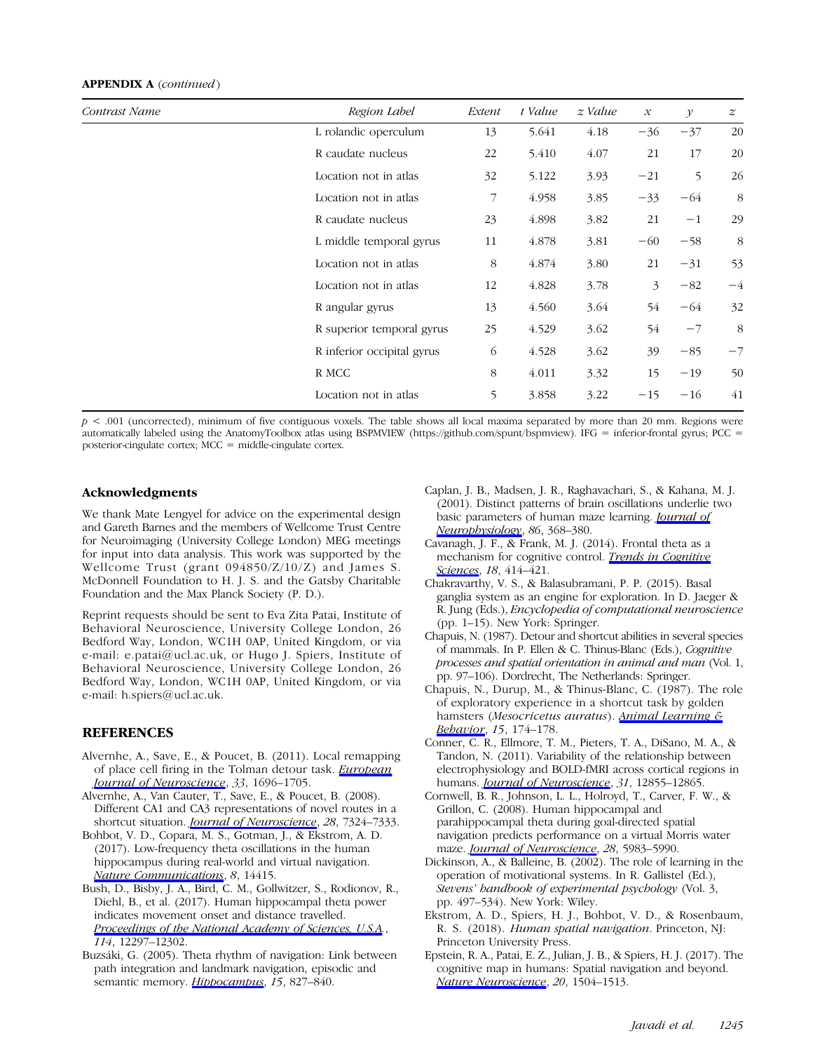**APPENDIX A** (*continued*)

| *Contrast Name* | *Region Label* | *Extent* | *t Value* | *z Value* | *x* | *y* | *z* |
|---|---|---|---|---|---|---|---|
| | L rolandic operculum | 13 | 5.641 | 4.18 | −36 | −37 | 20 |
| | R caudate nucleus | 22 | 5.410 | 4.07 | 21 | 17 | 20 |
| | Location not in atlas | 32 | 5.122 | 3.93 | −21 | 5 | 26 |
| | Location not in atlas | 7 | 4.958 | 3.85 | −33 | −64 | 8 |
| | R caudate nucleus | 23 | 4.898 | 3.82 | 21 | −1 | 29 |
| | L middle temporal gyrus | 11 | 4.878 | 3.81 | −60 | −58 | 8 |
| | Location not in atlas | 8 | 4.874 | 3.80 | 21 | −31 | 53 |
| | Location not in atlas | 12 | 4.828 | 3.78 | 3 | −82 | −4 |
| | R angular gyrus | 13 | 4.560 | 3.64 | 54 | −64 | 32 |
| | R superior temporal gyrus | 25 | 4.529 | 3.62 | 54 | −7 | 8 |
| | R inferior occipital gyrus | 6 | 4.528 | 3.62 | 39 | −85 | −7 |
| | R MCC | 8 | 4.011 | 3.32 | 15 | −19 | 50 |
| | Location not in atlas | 5 | 3.858 | 3.22 | −15 | −16 | 41 |

$p < .001$ (uncorrected), minimum of five contiguous voxels. The table shows all local maxima separated by more than 20 mm. Regions were automatically labeled using the AnatomyToolbox atlas using BSPMVIEW (https://github.com/spunt/bspmview). IFG = inferior-frontal gyrus; PCC = posterior-cingulate cortex; MCC = middle-cingulate cortex.

## Acknowledgments

We thank Mate Lengyel for advice on the experimental design and Gareth Barnes and the members of Wellcome Trust Centre for Neuroimaging (University College London) MEG meetings for input into data analysis. This work was supported by the Wellcome Trust (grant 094850/Z/10/Z) and James S. McDonnell Foundation to H. J. S. and the Gatsby Charitable Foundation and the Max Planck Society (P. D.).

Reprint requests should be sent to Eva Zita Patai, Institute of Behavioral Neuroscience, University College London, 26 Bedford Way, London, WC1H 0AP, United Kingdom, or via e-mail: e.patai@ucl.ac.uk, or Hugo J. Spiers, Institute of Behavioral Neuroscience, University College London, 26 Bedford Way, London, WC1H 0AP, United Kingdom, or via e-mail: h.spiers@ucl.ac.uk.

## REFERENCES

Alvernhe, A., Save, E., & Poucet, B. (2011). Local remapping of place cell firing in the Tolman detour task. *European Journal of Neuroscience*, *33*, 1696–1705.

Alvernhe, A., Van Cauter, T., Save, E., & Poucet, B. (2008). Different CA1 and CA3 representations of novel routes in a shortcut situation. *Journal of Neuroscience*, *28*, 7324–7333.

Bohbot, V. D., Copara, M. S., Gotman, J., & Ekstrom, A. D. (2017). Low-frequency theta oscillations in the human hippocampus during real-world and virtual navigation. *Nature Communications*, *8*, 14415.

Bush, D., Bisby, J. A., Bird, C. M., Gollwitzer, S., Rodionov, R., Diehl, B., et al. (2017). Human hippocampal theta power indicates movement onset and distance travelled. *Proceedings of the National Academy of Sciences, U.S.A.*, *114*, 12297–12302.

Buzsáki, G. (2005). Theta rhythm of navigation: Link between path integration and landmark navigation, episodic and semantic memory. *Hippocampus*, *15*, 827–840.

Caplan, J. B., Madsen, J. R., Raghavachari, S., & Kahana, M. J. (2001). Distinct patterns of brain oscillations underlie two basic parameters of human maze learning. *Journal of Neurophysiology*, *86*, 368–380.

Cavanagh, J. F., & Frank, M. J. (2014). Frontal theta as a mechanism for cognitive control. *Trends in Cognitive Sciences*, *18*, 414–421.

Chakravarthy, V. S., & Balasubramani, P. P. (2015). Basal ganglia system as an engine for exploration. In D. Jaeger & R. Jung (Eds.), *Encyclopedia of computational neuroscience* (pp. 1–15). New York: Springer.

Chapuis, N. (1987). Detour and shortcut abilities in several species of mammals. In P. Ellen & C. Thinus-Blanc (Eds.), *Cognitive processes and spatial orientation in animal and man* (Vol. 1, pp. 97–106). Dordrecht, The Netherlands: Springer.

Chapuis, N., Durup, M., & Thinus-Blanc, C. (1987). The role of exploratory experience in a shortcut task by golden hamsters (*Mesocricetus auratus*). *Animal Learning & Behavior*, *15*, 174–178.

Conner, C. R., Ellmore, T. M., Pieters, T. A., DiSano, M. A., & Tandon, N. (2011). Variability of the relationship between electrophysiology and BOLD-fMRI across cortical regions in humans. *Journal of Neuroscience*, *31*, 12855–12865.

Cornwell, B. R., Johnson, L. L., Holroyd, T., Carver, F. W., & Grillon, C. (2008). Human hippocampal and parahippocampal theta during goal-directed spatial navigation predicts performance on a virtual Morris water maze. *Journal of Neuroscience*, *28*, 5983–5990.

Dickinson, A., & Balleine, B. (2002). The role of learning in the operation of motivational systems. In R. Gallistel (Ed.), *Stevens' handbook of experimental psychology* (Vol. 3, pp. 497–534). New York: Wiley.

Ekstrom, A. D., Spiers, H. J., Bohbot, V. D., & Rosenbaum, R. S. (2018). *Human spatial navigation*. Princeton, NJ: Princeton University Press.

Epstein, R. A., Patai, E. Z., Julian, J. B., & Spiers, H. J. (2017). The cognitive map in humans: Spatial navigation and beyond. *Nature Neuroscience*, *20*, 1504–1513.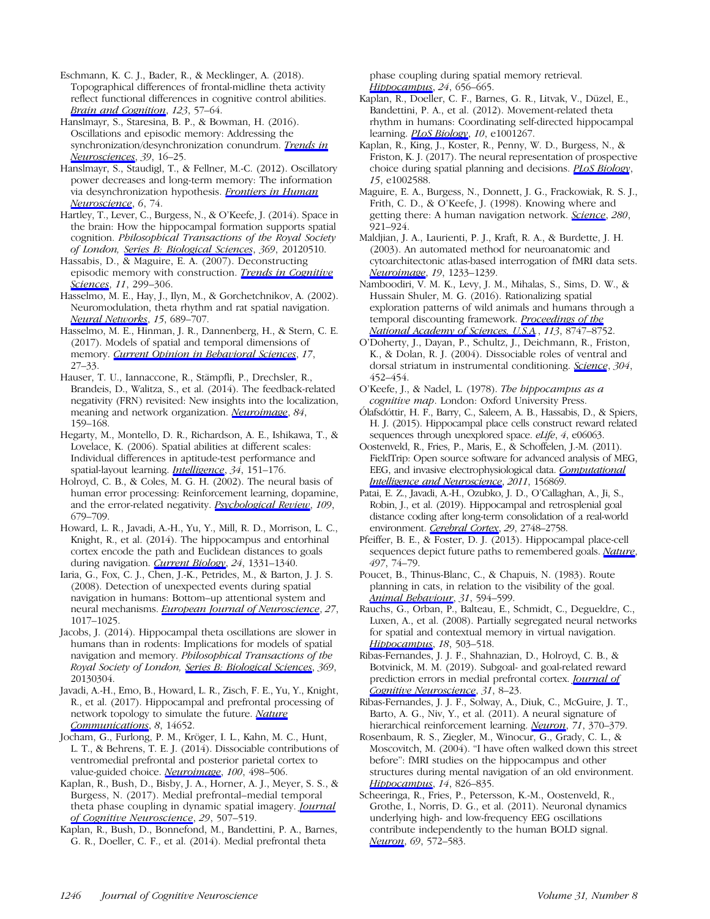Eschmann, K. C. J., Bader, R., & Mecklinger, A. (2018). Topographical differences of frontal-midline theta activity reflect functional differences in cognitive control abilities. *Brain and Cognition*, *123*, 57–64.

Hanslmayr, S., Staresina, B. P., & Bowman, H. (2016). Oscillations and episodic memory: Addressing the synchronization/desynchronization conundrum. *Trends in Neurosciences*, *39*, 16–25.

Hanslmayr, S., Staudigl, T., & Fellner, M.-C. (2012). Oscillatory power decreases and long-term memory: The information via desynchronization hypothesis. *Frontiers in Human Neuroscience*, *6*, 74.

Hartley, T., Lever, C., Burgess, N., & O'Keefe, J. (2014). Space in the brain: How the hippocampal formation supports spatial cognition. *Philosophical Transactions of the Royal Society of London, Series B: Biological Sciences*, *369*, 20120510.

Hassabis, D., & Maguire, E. A. (2007). Deconstructing episodic memory with construction. *Trends in Cognitive Sciences*, *11*, 299–306.

Hasselmo, M. E., Hay, J., Ilyn, M., & Gorchetchnikov, A. (2002). Neuromodulation, theta rhythm and rat spatial navigation. *Neural Networks*, *15*, 689–707.

Hasselmo, M. E., Hinman, J. R., Dannenberg, H., & Stern, C. E. (2017). Models of spatial and temporal dimensions of memory. *Current Opinion in Behavioral Sciences*, *17*, 27–33.

Hauser, T. U., Iannaccone, R., Stämpfli, P., Drechsler, R., Brandeis, D., Walitza, S., et al. (2014). The feedback-related negativity (FRN) revisited: New insights into the localization, meaning and network organization. *Neuroimage*, *84*, 159–168.

Hegarty, M., Montello, D. R., Richardson, A. E., Ishikawa, T., & Lovelace, K. (2006). Spatial abilities at different scales: Individual differences in aptitude-test performance and spatial-layout learning. *Intelligence*, *34*, 151–176.

Holroyd, C. B., & Coles, M. G. H. (2002). The neural basis of human error processing: Reinforcement learning, dopamine, and the error-related negativity. *Psychological Review*, *109*, 679–709.

Howard, L. R., Javadi, A.-H., Yu, Y., Mill, R. D., Morrison, L. C., Knight, R., et al. (2014). The hippocampus and entorhinal cortex encode the path and Euclidean distances to goals during navigation. *Current Biology*, *24*, 1331–1340.

Iaria, G., Fox, C. J., Chen, J.-K., Petrides, M., & Barton, J. J. S. (2008). Detection of unexpected events during spatial navigation in humans: Bottom–up attentional system and neural mechanisms. *European Journal of Neuroscience*, *27*, 1017–1025.

Jacobs, J. (2014). Hippocampal theta oscillations are slower in humans than in rodents: Implications for models of spatial navigation and memory. *Philosophical Transactions of the Royal Society of London, Series B: Biological Sciences*, *369*, 20130304.

Javadi, A.-H., Emo, B., Howard, L. R., Zisch, F. E., Yu, Y., Knight, R., et al. (2017). Hippocampal and prefrontal processing of network topology to simulate the future. *Nature Communications*, *8*, 14652.

Jocham, G., Furlong, P. M., Kröger, I. L., Kahn, M. C., Hunt, L. T., & Behrens, T. E. J. (2014). Dissociable contributions of ventromedial prefrontal and posterior parietal cortex to value-guided choice. *Neuroimage*, *100*, 498–506.

Kaplan, R., Bush, D., Bisby, J. A., Horner, A. J., Meyer, S. S., & Burgess, N. (2017). Medial prefrontal–medial temporal theta phase coupling in dynamic spatial imagery. *Journal of Cognitive Neuroscience*, *29*, 507–519.

Kaplan, R., Bush, D., Bonnefond, M., Bandettini, P. A., Barnes, G. R., Doeller, C. F., et al. (2014). Medial prefrontal theta phase coupling during spatial memory retrieval. *Hippocampus*, *24*, 656–665.

Kaplan, R., Doeller, C. F., Barnes, G. R., Litvak, V., Düzel, E., Bandettini, P. A., et al. (2012). Movement-related theta rhythm in humans: Coordinating self-directed hippocampal learning. *PLoS Biology*, *10*, e1001267.

Kaplan, R., King, J., Koster, R., Penny, W. D., Burgess, N., & Friston, K. J. (2017). The neural representation of prospective choice during spatial planning and decisions. *PLoS Biology*, *15*, e1002588.

Maguire, E. A., Burgess, N., Donnett, J. G., Frackowiak, R. S. J., Frith, C. D., & O'Keefe, J. (1998). Knowing where and getting there: A human navigation network. *Science*, *280*, 921–924.

Maldjian, J. A., Laurienti, P. J., Kraft, R. A., & Burdette, J. H. (2003). An automated method for neuroanatomic and cytoarchitectonic atlas-based interrogation of fMRI data sets. *Neuroimage*, *19*, 1233–1239.

Namboodiri, V. M. K., Levy, J. M., Mihalas, S., Sims, D. W., & Hussain Shuler, M. G. (2016). Rationalizing spatial exploration patterns of wild animals and humans through a temporal discounting framework. *Proceedings of the National Academy of Sciences, U.S.A.*, *113*, 8747–8752.

O'Doherty, J., Dayan, P., Schultz, J., Deichmann, R., Friston, K., & Dolan, R. J. (2004). Dissociable roles of ventral and dorsal striatum in instrumental conditioning. *Science*, *304*, 452–454.

O'Keefe, J., & Nadel, L. (1978). *The hippocampus as a cognitive map*. London: Oxford University Press.

Ólafsdóttir, H. F., Barry, C., Saleem, A. B., Hassabis, D., & Spiers, H. J. (2015). Hippocampal place cells construct reward related sequences through unexplored space. *eLife*, *4*, e06063.

Oostenveld, R., Fries, P., Maris, E., & Schoffelen, J.-M. (2011). FieldTrip: Open source software for advanced analysis of MEG, EEG, and invasive electrophysiological data. *Computational Intelligence and Neuroscience*, *2011*, 156869.

Patai, E. Z., Javadi, A.-H., Ozubko, J. D., O'Callaghan, A., Ji, S., Robin, J., et al. (2019). Hippocampal and retrosplenial goal distance coding after long-term consolidation of a real-world environment. *Cerebral Cortex*, *29*, 2748–2758.

Pfeiffer, B. E., & Foster, D. J. (2013). Hippocampal place-cell sequences depict future paths to remembered goals. *Nature*, *497*, 74–79.

Poucet, B., Thinus-Blanc, C., & Chapuis, N. (1983). Route planning in cats, in relation to the visibility of the goal. *Animal Behaviour*, *31*, 594–599.

Rauchs, G., Orban, P., Balteau, E., Schmidt, C., Degueldre, C., Luxen, A., et al. (2008). Partially segregated neural networks for spatial and contextual memory in virtual navigation. *Hippocampus*, *18*, 503–518.

Ribas-Fernandes, J. J. F., Shahnazian, D., Holroyd, C. B., & Botvinick, M. M. (2019). Subgoal- and goal-related reward prediction errors in medial prefrontal cortex. *Journal of Cognitive Neuroscience*, *31*, 8–23.

Ribas-Fernandes, J. J. F., Solway, A., Diuk, C., McGuire, J. T., Barto, A. G., Niv, Y., et al. (2011). A neural signature of hierarchical reinforcement learning. *Neuron*, *71*, 370–379.

Rosenbaum, R. S., Ziegler, M., Winocur, G., Grady, C. L., & Moscovitch, M. (2004). "I have often walked down this street before": fMRI studies on the hippocampus and other structures during mental navigation of an old environment. *Hippocampus*, *14*, 826–835.

Scheeringa, R., Fries, P., Petersson, K.-M., Oostenveld, R., Grothe, I., Norris, D. G., et al. (2011). Neuronal dynamics underlying high- and low-frequency EEG oscillations contribute independently to the human BOLD signal. *Neuron*, *69*, 572–583.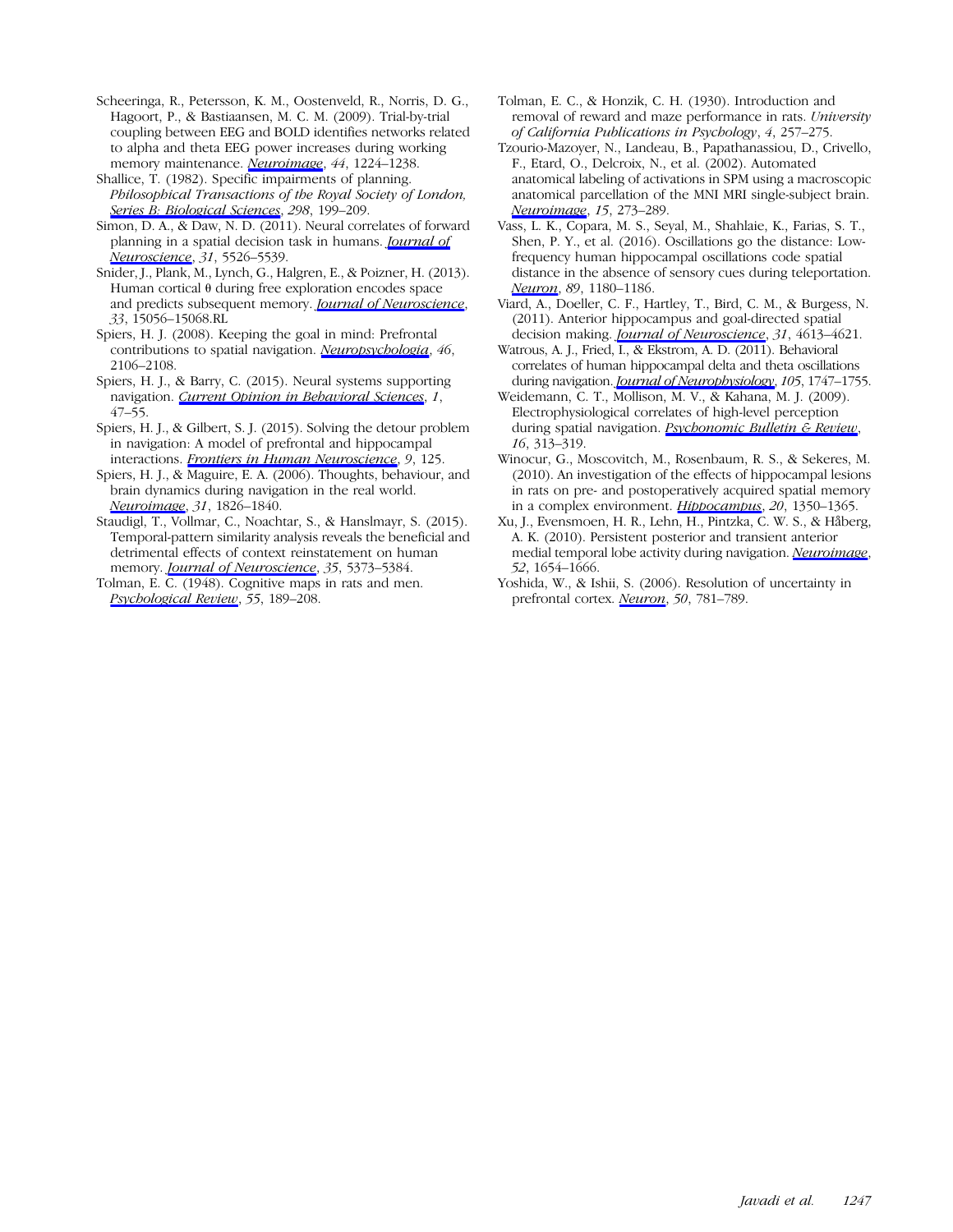Scheeringa, R., Petersson, K. M., Oostenveld, R., Norris, D. G., Hagoort, P., & Bastiaansen, M. C. M. (2009). Trial-by-trial coupling between EEG and BOLD identifies networks related to alpha and theta EEG power increases during working memory maintenance. *Neuroimage*, *44*, 1224–1238.

Shallice, T. (1982). Specific impairments of planning. *Philosophical Transactions of the Royal Society of London, Series B: Biological Sciences*, *298*, 199–209.

Simon, D. A., & Daw, N. D. (2011). Neural correlates of forward planning in a spatial decision task in humans. *Journal of Neuroscience*, *31*, 5526–5539.

Snider, J., Plank, M., Lynch, G., Halgren, E., & Poizner, H. (2013). Human cortical θ during free exploration encodes space and predicts subsequent memory. *Journal of Neuroscience*, *33*, 15056–15068.RL

Spiers, H. J. (2008). Keeping the goal in mind: Prefrontal contributions to spatial navigation. *Neuropsychologia*, *46*, 2106–2108.

Spiers, H. J., & Barry, C. (2015). Neural systems supporting navigation. *Current Opinion in Behavioral Sciences*, *1*, 47–55.

Spiers, H. J., & Gilbert, S. J. (2015). Solving the detour problem in navigation: A model of prefrontal and hippocampal interactions. *Frontiers in Human Neuroscience*, *9*, 125.

Spiers, H. J., & Maguire, E. A. (2006). Thoughts, behaviour, and brain dynamics during navigation in the real world. *Neuroimage*, *31*, 1826–1840.

Staudigl, T., Vollmar, C., Noachtar, S., & Hanslmayr, S. (2015). Temporal-pattern similarity analysis reveals the beneficial and detrimental effects of context reinstatement on human memory. *Journal of Neuroscience*, *35*, 5373–5384.

Tolman, E. C. (1948). Cognitive maps in rats and men. *Psychological Review*, *55*, 189–208.

Tolman, E. C., & Honzik, C. H. (1930). Introduction and removal of reward and maze performance in rats. *University of California Publications in Psychology*, *4*, 257–275.

Tzourio-Mazoyer, N., Landeau, B., Papathanassiou, D., Crivello, F., Etard, O., Delcroix, N., et al. (2002). Automated anatomical labeling of activations in SPM using a macroscopic anatomical parcellation of the MNI MRI single-subject brain. *Neuroimage*, *15*, 273–289.

Vass, L. K., Copara, M. S., Seyal, M., Shahlaie, K., Farias, S. T., Shen, P. Y., et al. (2016). Oscillations go the distance: Low-frequency human hippocampal oscillations code spatial distance in the absence of sensory cues during teleportation. *Neuron*, *89*, 1180–1186.

Viard, A., Doeller, C. F., Hartley, T., Bird, C. M., & Burgess, N. (2011). Anterior hippocampus and goal-directed spatial decision making. *Journal of Neuroscience*, *31*, 4613–4621.

Watrous, A. J., Fried, I., & Ekstrom, A. D. (2011). Behavioral correlates of human hippocampal delta and theta oscillations during navigation. *Journal of Neurophysiology*, *105*, 1747–1755.

Weidemann, C. T., Mollison, M. V., & Kahana, M. J. (2009). Electrophysiological correlates of high-level perception during spatial navigation. *Psychonomic Bulletin & Review*, *16*, 313–319.

Winocur, G., Moscovitch, M., Rosenbaum, R. S., & Sekeres, M. (2010). An investigation of the effects of hippocampal lesions in rats on pre- and postoperatively acquired spatial memory in a complex environment. *Hippocampus*, *20*, 1350–1365.

Xu, J., Evensmoen, H. R., Lehn, H., Pintzka, C. W. S., & Håberg, A. K. (2010). Persistent posterior and transient anterior medial temporal lobe activity during navigation. *Neuroimage*, *52*, 1654–1666.

Yoshida, W., & Ishii, S. (2006). Resolution of uncertainty in prefrontal cortex. *Neuron*, *50*, 781–789.